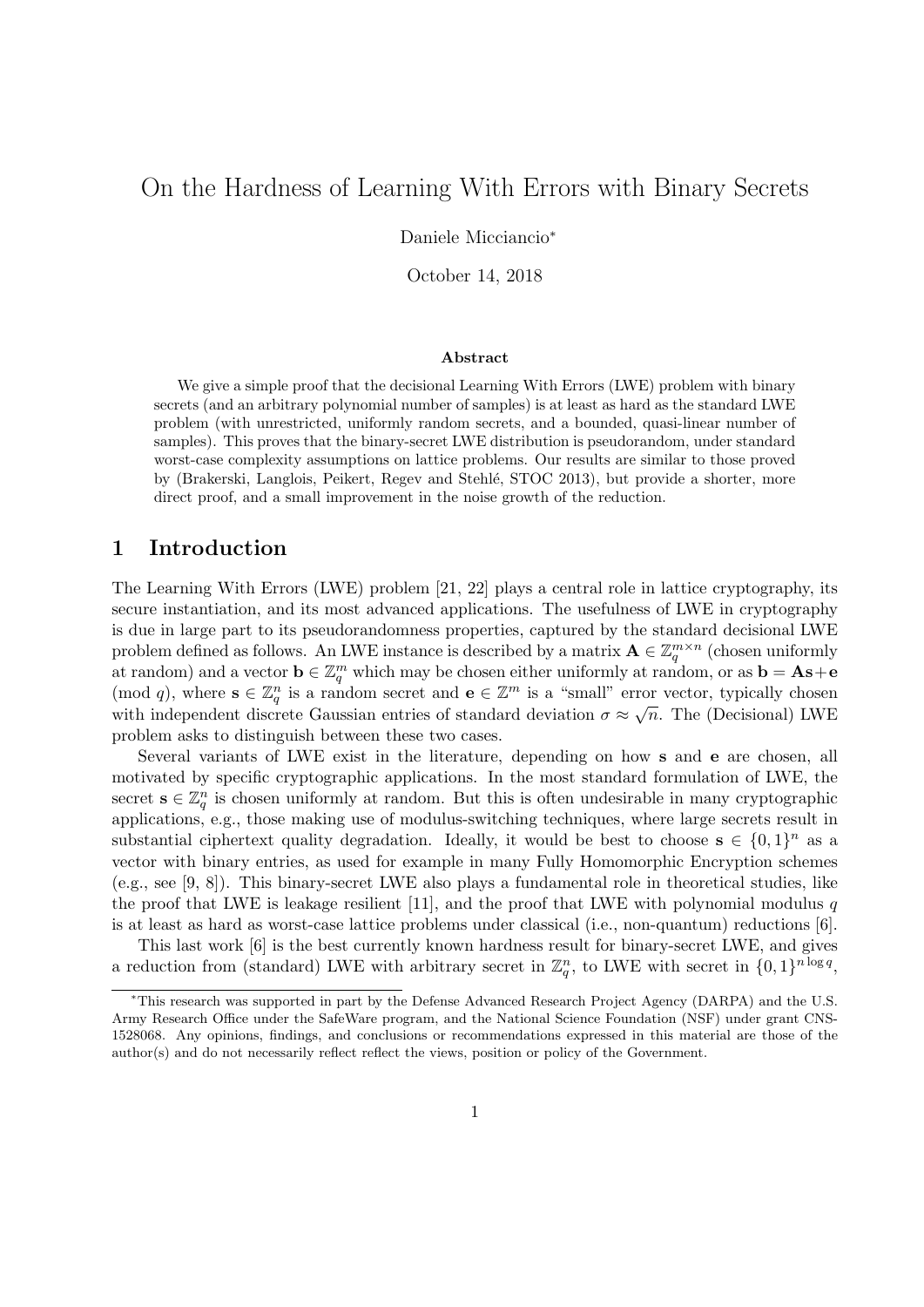# On the Hardness of Learning With Errors with Binary Secrets

Daniele Micciancio[*]

October 14, 2018

### Abstract

We give a simple proof that the decisional Learning With Errors (LWE) problem with binary secrets (and an arbitrary polynomial number of samples) is at least as hard as the standard LWE problem (with unrestricted, uniformly random secrets, and a bounded, quasi-linear number of samples). This proves that the binary-secret LWE distribution is pseudorandom, under standard worst-case complexity assumptions on lattice problems. Our results are similar to those proved by (Brakerski, Langlois, Peikert, Regev and Stehlé, STOC 2013), but provide a shorter, more direct proof, and a small improvement in the noise growth of the reduction.

## 1 Introduction

The Learning With Errors (LWE) problem [21, 22] plays a central role in lattice cryptography, its secure instantiation, and its most advanced applications. The usefulness of LWE in cryptography is due in large part to its pseudorandomness properties, captured by the standard decisional LWE problem defined as follows. An LWE instance is described by a matrix $\mathbf{A} \in \mathbb{Z}_q^{m\times n}$ (chosen uniformly at random) and a vector $\mathbf{b} \in \mathbb{Z}_q^m$ which may be chosen either uniformly at random, or as $\mathbf{b} = \mathbf{A}\mathbf{s}+\mathbf{e} \pmod q$, where $\mathbf{s} \in \mathbb{Z}_q^n$ is a random secret and $\mathbf{e} \in \mathbb{Z}^m$ is a "small" error vector, typically chosen with independent discrete Gaussian entries of standard deviation $\sigma \approx \sqrt{n}$. The (Decisional) LWE problem asks to distinguish between these two cases.

Several variants of LWE exist in the literature, depending on how $\mathbf{s}$ and $\mathbf{e}$ are chosen, all motivated by specific cryptographic applications. In the most standard formulation of LWE, the secret $\mathbf{s} \in \mathbb{Z}_q^n$ is chosen uniformly at random. But this is often undesirable in many cryptographic applications, e.g., those making use of modulus-switching techniques, where large secrets result in substantial ciphertext quality degradation. Ideally, it would be best to choose $\mathbf{s} \in \{0,1\}^n$ as a vector with binary entries, as used for example in many Fully Homomorphic Encryption schemes (e.g., see [9, 8]). This binary-secret LWE also plays a fundamental role in theoretical studies, like the proof that LWE is leakage resilient [11], and the proof that LWE with polynomial modulus $q$ is at least as hard as worst-case lattice problems under classical (i.e., non-quantum) reductions [6].

This last work [6] is the best currently known hardness result for binary-secret LWE, and gives a reduction from (standard) LWE with arbitrary secret in $\mathbb{Z}_q^n$, to LWE with secret in $\{0,1\}^{n\log q}$,

[*]This research was supported in part by the Defense Advanced Research Project Agency (DARPA) and the U.S. Army Research Office under the SafeWare program, and the National Science Foundation (NSF) under grant CNS-1528068. Any opinions, findings, and conclusions or recommendations expressed in this material are those of the author(s) and do not necessarily reflect reflect the views, position or policy of the Government.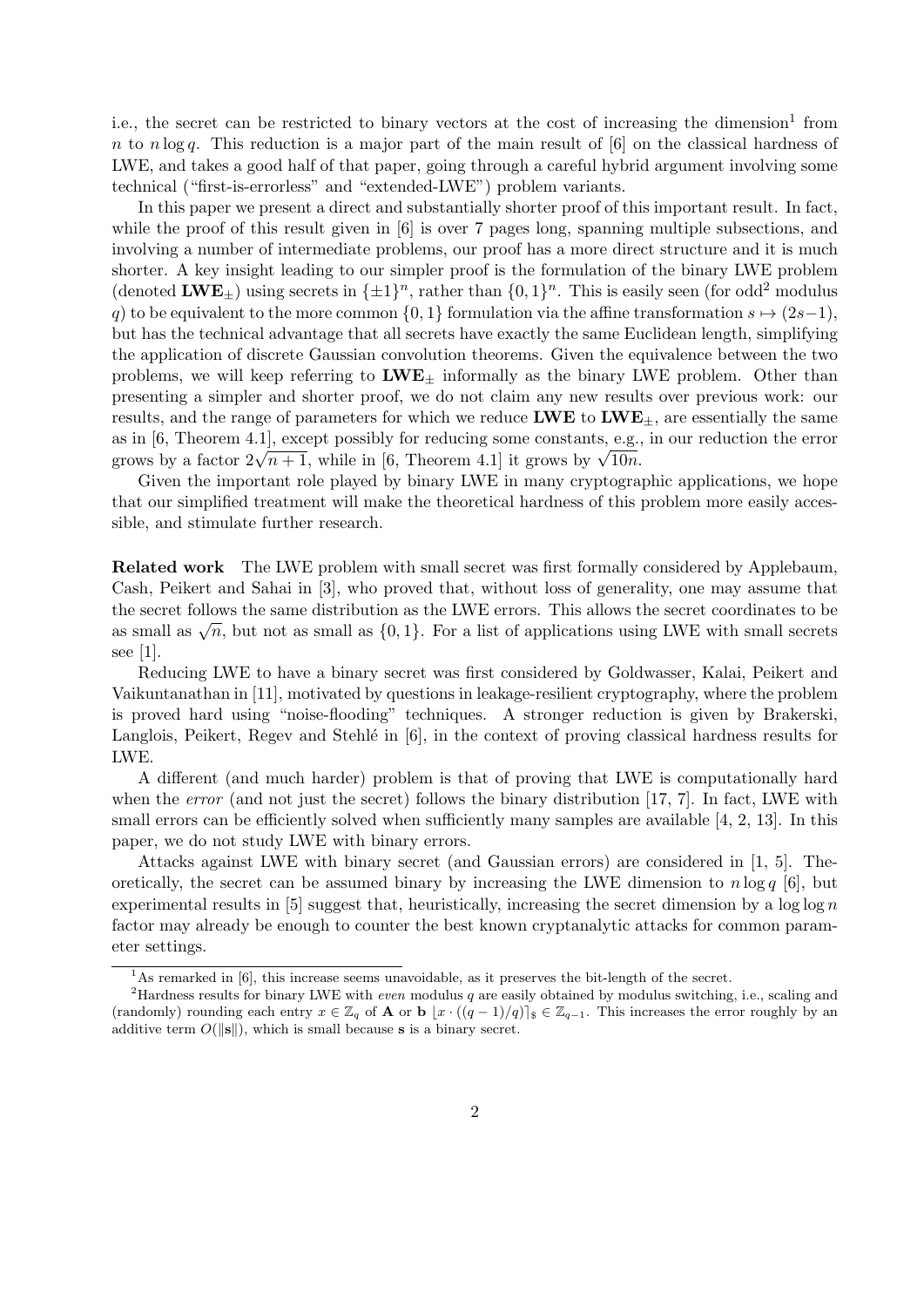i.e., the secret can be restricted to binary vectors at the cost of increasing the dimension[1] from $n$ to $n \log q$. This reduction is a major part of the main result of [6] on the classical hardness of LWE, and takes a good half of that paper, going through a careful hybrid argument involving some technical ("first-is-errorless" and "extended-LWE") problem variants.

In this paper we present a direct and substantially shorter proof of this important result. In fact, while the proof of this result given in [6] is over 7 pages long, spanning multiple subsections, and involving a number of intermediate problems, our proof has a more direct structure and it is much shorter. A key insight leading to our simpler proof is the formulation of the binary LWE problem (denoted $\mathbf{LWE}_{\pm}$) using secrets in $\{\pm 1\}^n$, rather than $\{0,1\}^n$. This is easily seen (for odd[2] modulus $q$) to be equivalent to the more common $\{0,1\}$ formulation via the affine transformation $s \mapsto (2s-1)$, but has the technical advantage that all secrets have exactly the same Euclidean length, simplifying the application of discrete Gaussian convolution theorems. Given the equivalence between the two problems, we will keep referring to $\mathbf{LWE}_{\pm}$ informally as the binary LWE problem. Other than presenting a simpler and shorter proof, we do not claim any new results over previous work: our results, and the range of parameters for which we reduce $\mathbf{LWE}$ to $\mathbf{LWE}_{\pm}$, are essentially the same as in [6, Theorem 4.1], except possibly for reducing some constants, e.g., in our reduction the error grows by a factor $2\sqrt{n+1}$, while in [6, Theorem 4.1] it grows by $\sqrt{10n}$.

Given the important role played by binary LWE in many cryptographic applications, we hope that our simplified treatment will make the theoretical hardness of this problem more easily accessible, and stimulate further research.

**Related work** The LWE problem with small secret was first formally considered by Applebaum, Cash, Peikert and Sahai in [3], who proved that, without loss of generality, one may assume that the secret follows the same distribution as the LWE errors. This allows the secret coordinates to be as small as $\sqrt{n}$, but not as small as $\{0,1\}$. For a list of applications using LWE with small secrets see [1].

Reducing LWE to have a binary secret was first considered by Goldwasser, Kalai, Peikert and Vaikuntanathan in [11], motivated by questions in leakage-resilient cryptography, where the problem is proved hard using "noise-flooding" techniques. A stronger reduction is given by Brakerski, Langlois, Peikert, Regev and Stehlé in [6], in the context of proving classical hardness results for LWE.

A different (and much harder) problem is that of proving that LWE is computationally hard when the *error* (and not just the secret) follows the binary distribution [17, 7]. In fact, LWE with small errors can be efficiently solved when sufficiently many samples are available [4, 2, 13]. In this paper, we do not study LWE with binary errors.

Attacks against LWE with binary secret (and Gaussian errors) are considered in [1, 5]. Theoretically, the secret can be assumed binary by increasing the LWE dimension to $n \log q$ [6], but experimental results in [5] suggest that, heuristically, increasing the secret dimension by a $\log \log n$ factor may already be enough to counter the best known cryptanalytic attacks for common parameter settings.

---

[1] As remarked in [6], this increase seems unavoidable, as it preserves the bit-length of the secret.

[2] Hardness results for binary LWE with *even* modulus $q$ are easily obtained by modulus switching, i.e., scaling and (randomly) rounding each entry $x \in \mathbb{Z}_q$ of $\mathbf{A}$ or $\mathbf{b}$ $\lfloor x \cdot ((q-1)/q) \rceil_{\$} \in \mathbb{Z}_{q-1}$. This increases the error roughly by an additive term $O(\|\mathbf{s}\|)$, which is small because $\mathbf{s}$ is a binary secret.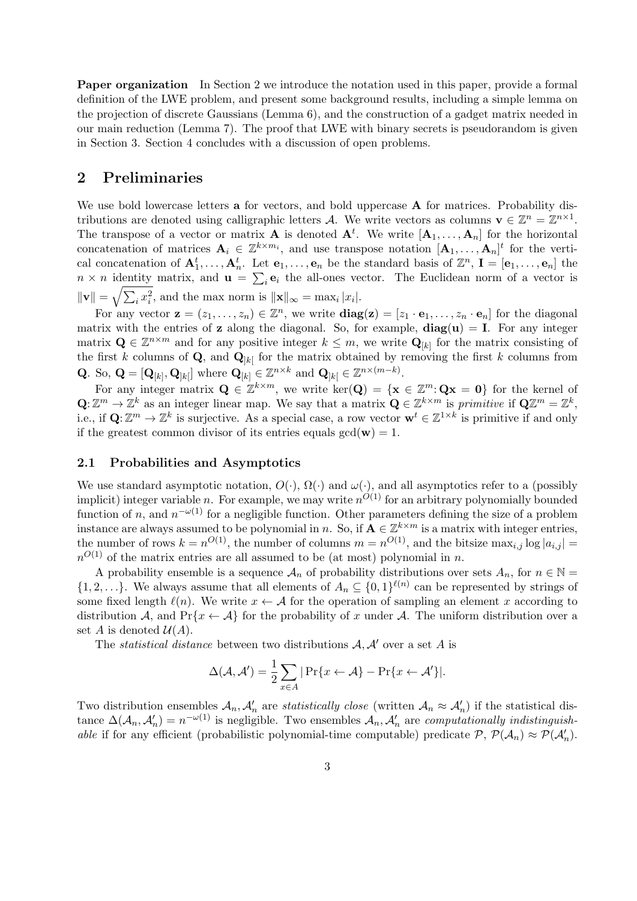**Paper organization** In Section 2 we introduce the notation used in this paper, provide a formal definition of the LWE problem, and present some background results, including a simple lemma on the projection of discrete Gaussians (Lemma 6), and the construction of a gadget matrix needed in our main reduction (Lemma 7). The proof that LWE with binary secrets is pseudorandom is given in Section 3. Section 4 concludes with a discussion of open problems.

## 2 Preliminaries

We use bold lowercase letters $\mathbf{a}$ for vectors, and bold uppercase $\mathbf{A}$ for matrices. Probability distributions are denoted using calligraphic letters $\mathcal{A}$. We write vectors as columns $\mathbf{v} \in \mathbb{Z}^n = \mathbb{Z}^{n\times 1}$. The transpose of a vector or matrix $\mathbf{A}$ is denoted $\mathbf{A}^t$. We write $[\mathbf{A}_1, \ldots, \mathbf{A}_n]$ for the horizontal concatenation of matrices $\mathbf{A}_i \in \mathbb{Z}^{k\times m_i}$, and use transpose notation $[\mathbf{A}_1, \ldots, \mathbf{A}_n]^t$ for the vertical concatenation of $\mathbf{A}_1^t, \ldots, \mathbf{A}_n^t$. Let $\mathbf{e}_1, \ldots, \mathbf{e}_n$ be the standard basis of $\mathbb{Z}^n$, $\mathbf{I} = [\mathbf{e}_1, \ldots, \mathbf{e}_n]$ the $n \times n$ identity matrix, and $\mathbf{u} = \sum_i \mathbf{e}_i$ the all-ones vector. The Euclidean norm of a vector is $\|\mathbf{v}\| = \sqrt{\sum_i x_i^2}$, and the max norm is $\|\mathbf{x}\|_\infty = \max_i |x_i|$.

For any vector $\mathbf{z} = (z_1, \ldots, z_n) \in \mathbb{Z}^n$, we write $\mathbf{diag}(\mathbf{z}) = [z_1 \cdot \mathbf{e}_1, \ldots, z_n \cdot \mathbf{e}_n]$ for the diagonal matrix with the entries of $\mathbf{z}$ along the diagonal. So, for example, $\mathbf{diag}(\mathbf{u}) = \mathbf{I}$. For any integer matrix $\mathbf{Q} \in \mathbb{Z}^{n\times m}$ and for any positive integer $k \le m$, we write $\mathbf{Q}_{[k]}$ for the matrix consisting of the first $k$ columns of $\mathbf{Q}$, and $\mathbf{Q}_{]k[}$ for the matrix obtained by removing the first $k$ columns from $\mathbf{Q}$. So, $\mathbf{Q} = [\mathbf{Q}_{[k]}, \mathbf{Q}_{]k[}]$ where $\mathbf{Q}_{[k]} \in \mathbb{Z}^{n\times k}$ and $\mathbf{Q}_{]k[} \in \mathbb{Z}^{n\times(m-k)}$.

For any integer matrix $\mathbf{Q} \in \mathbb{Z}^{k\times m}$, we write $\ker(\mathbf{Q}) = \{\mathbf{x} \in \mathbb{Z}^m : \mathbf{Q}\mathbf{x} = \mathbf{0}\}$ for the kernel of $\mathbf{Q} : \mathbb{Z}^m \to \mathbb{Z}^k$ as an integer linear map. We say that a matrix $\mathbf{Q} \in \mathbb{Z}^{k\times m}$ is *primitive* if $\mathbf{Q}\mathbb{Z}^m = \mathbb{Z}^k$, i.e., if $\mathbf{Q} : \mathbb{Z}^m \to \mathbb{Z}^k$ is surjective. As a special case, a row vector $\mathbf{w}^t \in \mathbb{Z}^{1\times k}$ is primitive if and only if the greatest common divisor of its entries equals $\gcd(\mathbf{w}) = 1$.

### 2.1 Probabilities and Asymptotics

We use standard asymptotic notation, $O(\cdot)$, $\Omega(\cdot)$ and $\omega(\cdot)$, and all asymptotics refer to a (possibly implicit) integer variable $n$. For example, we may write $n^{O(1)}$ for an arbitrary polynomially bounded function of $n$, and $n^{-\omega(1)}$ for a negligible function. Other parameters defining the size of a problem instance are always assumed to be polynomial in $n$. So, if $\mathbf{A} \in \mathbb{Z}^{k\times m}$ is a matrix with integer entries, the number of rows $k = n^{O(1)}$, the number of columns $m = n^{O(1)}$, and the bitsize $\max_{i,j} \log |a_{i,j}| = n^{O(1)}$ of the matrix entries are all assumed to be (at most) polynomial in $n$.

A probability ensemble is a sequence $\mathcal{A}_n$ of probability distributions over sets $A_n$, for $n \in \mathbb{N} = \{1, 2, \ldots\}$. We always assume that all elements of $A_n \subseteq \{0,1\}^{\ell(n)}$ can be represented by strings of some fixed length $\ell(n)$. We write $x \leftarrow \mathcal{A}$ for the operation of sampling an element $x$ according to distribution $\mathcal{A}$, and $\Pr\{x \leftarrow \mathcal{A}\}$ for the probability of $x$ under $\mathcal{A}$. The uniform distribution over a set $A$ is denoted $\mathcal{U}(A)$.

The *statistical distance* between two distributions $\mathcal{A}, \mathcal{A}'$ over a set $A$ is

$$\Delta(\mathcal{A}, \mathcal{A}') = \frac{1}{2} \sum_{x\in A} |\Pr\{x \leftarrow \mathcal{A}\} - \Pr\{x \leftarrow \mathcal{A}'\}|.$$

Two distribution ensembles $\mathcal{A}_n, \mathcal{A}'_n$ are *statistically close* (written $\mathcal{A}_n \approx \mathcal{A}'_n$) if the statistical distance $\Delta(\mathcal{A}_n, \mathcal{A}'_n) = n^{-\omega(1)}$ is negligible. Two ensembles $\mathcal{A}_n, \mathcal{A}'_n$ are *computationally indistinguishable* if for any efficient (probabilistic polynomial-time computable) predicate $\mathcal{P}$, $\mathcal{P}(\mathcal{A}_n) \approx \mathcal{P}(\mathcal{A}'_n)$.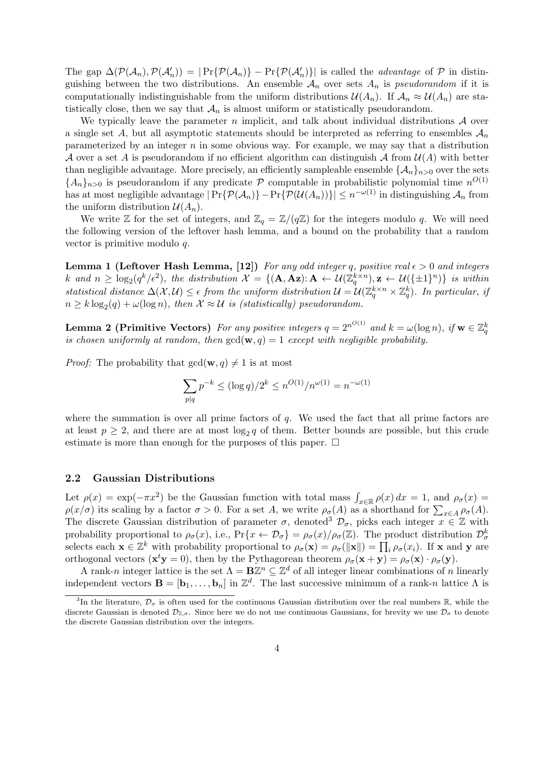The gap $\Delta(\mathcal{P}(\mathcal{A}_n), \mathcal{P}(\mathcal{A}'_n)) = |\Pr\{\mathcal{P}(\mathcal{A}_n)\} - \Pr\{\mathcal{P}(\mathcal{A}'_n)\}|$ is called the *advantage* of $\mathcal{P}$ in distinguishing between the two distributions. An ensemble $\mathcal{A}_n$ over sets $A_n$ is *pseudorandom* if it is computationally indistinguishable from the uniform distributions $\mathcal{U}(A_n)$. If $\mathcal{A}_n \approx \mathcal{U}(A_n)$ are statistically close, then we say that $\mathcal{A}_n$ is almost uniform or statistically pseudorandom.

We typically leave the parameter $n$ implicit, and talk about individual distributions $\mathcal{A}$ over a single set $A$, but all asymptotic statements should be interpreted as referring to ensembles $\mathcal{A}_n$ parameterized by an integer $n$ in some obvious way. For example, we may say that a distribution $\mathcal{A}$ over a set $A$ is pseudorandom if no efficient algorithm can distinguish $\mathcal{A}$ from $\mathcal{U}(A)$ with better than negligible advantage. More precisely, an efficiently sampleable ensemble $\{\mathcal{A}_n\}_{n>0}$ over the sets $\{A_n\}_{n>0}$ is pseudorandom if any predicate $\mathcal{P}$ computable in probabilistic polynomial time $n^{O(1)}$ has at most negligible advantage $|\Pr\{\mathcal{P}(\mathcal{A}_n)\} - \Pr\{\mathcal{P}(\mathcal{U}(A_n))\}| \leq n^{-\omega(1)}$ in distinguishing $\mathcal{A}_n$ from the uniform distribution $\mathcal{U}(A_n)$.

We write $\mathbb{Z}$ for the set of integers, and $\mathbb{Z}_q = \mathbb{Z}/(q\mathbb{Z})$ for the integers modulo $q$. We will need the following version of the leftover hash lemma, and a bound on the probability that a random vector is primitive modulo $q$.

**Lemma 1 (Leftover Hash Lemma, [12])** *For any odd integer $q$, positive real $\epsilon > 0$ and integers $k$ and $n \geq \log_2(q^k/\epsilon^2)$, the distribution $\mathcal{X} = \{(\mathbf{A}, \mathbf{A}\mathbf{z}) : \mathbf{A} \leftarrow \mathcal{U}(\mathbb{Z}_q^{k\times n}), \mathbf{z} \leftarrow \mathcal{U}(\{\pm 1\}^n)\}$ is within statistical distance $\Delta(\mathcal{X}, \mathcal{U}) \leq \epsilon$ from the uniform distribution $\mathcal{U} = \mathcal{U}(\mathbb{Z}_q^{k\times n} \times \mathbb{Z}_q^k)$. In particular, if $n \geq k\log_2(q) + \omega(\log n)$, then $\mathcal{X} \approx \mathcal{U}$ is (statistically) pseudorandom.*

**Lemma 2 (Primitive Vectors)** *For any positive integers $q = 2^{n^{O(1)}}$ and $k = \omega(\log n)$, if $\mathbf{w} \in \mathbb{Z}_q^k$ is chosen uniformly at random, then $\gcd(\mathbf{w}, q) = 1$ except with negligible probability.*

*Proof:* The probability that $\gcd(\mathbf{w}, q) \neq 1$ is at most

$$\sum_{p|q} p^{-k} \leq (\log q)/2^k \leq n^{O(1)}/n^{\omega(1)} = n^{-\omega(1)}$$

where the summation is over all prime factors of $q$. We used the fact that all prime factors are at least $p \geq 2$, and there are at most $\log_2 q$ of them. Better bounds are possible, but this crude estimate is more than enough for the purposes of this paper. □

### 2.2 Gaussian Distributions

Let $\rho(x) = \exp(-\pi x^2)$ be the Gaussian function with total mass $\int_{x\in\mathbb{R}} \rho(x)\,dx = 1$, and $\rho_\sigma(x) = \rho(x/\sigma)$ its scaling by a factor $\sigma > 0$. For a set $A$, we write $\rho_\sigma(A)$ as a shorthand for $\sum_{x\in A} \rho_\sigma(A)$. The discrete Gaussian distribution of parameter $\sigma$, denoted[3] $\mathcal{D}_\sigma$, picks each integer $x \in \mathbb{Z}$ with probability proportional to $\rho_\sigma(x)$, i.e., $\Pr\{x \leftarrow \mathcal{D}_\sigma\} = \rho_\sigma(x)/\rho_\sigma(\mathbb{Z})$. The product distribution $\mathcal{D}_\sigma^k$ selects each $\mathbf{x} \in \mathbb{Z}^k$ with probability proportional to $\rho_\sigma(\mathbf{x}) = \rho_\sigma(\|\mathbf{x}\|) = \prod_i \rho_\sigma(x_i)$. If $\mathbf{x}$ and $\mathbf{y}$ are orthogonal vectors ($\mathbf{x}^t\mathbf{y} = 0$), then by the Pythagorean theorem $\rho_\sigma(\mathbf{x} + \mathbf{y}) = \rho_\sigma(\mathbf{x}) \cdot \rho_\sigma(\mathbf{y})$.

A rank-$n$ integer lattice is the set $\Lambda = \mathbf{B}\mathbb{Z}^n \subseteq \mathbb{Z}^d$ of all integer linear combinations of $n$ linearly independent vectors $\mathbf{B} = [\mathbf{b}_1, \ldots, \mathbf{b}_n]$ in $\mathbb{Z}^d$. The last successive minimum of a rank-$n$ lattice $\Lambda$ is

[3] In the literature, $\mathcal{D}_\sigma$ is often used for the continuous Gaussian distribution over the real numbers $\mathbb{R}$, while the discrete Gaussian is denoted $\mathcal{D}_{\mathbb{Z},\sigma}$. Since here we do not use continuous Gaussians, for brevity we use $\mathcal{D}_\sigma$ to denote the discrete Gaussian distribution over the integers.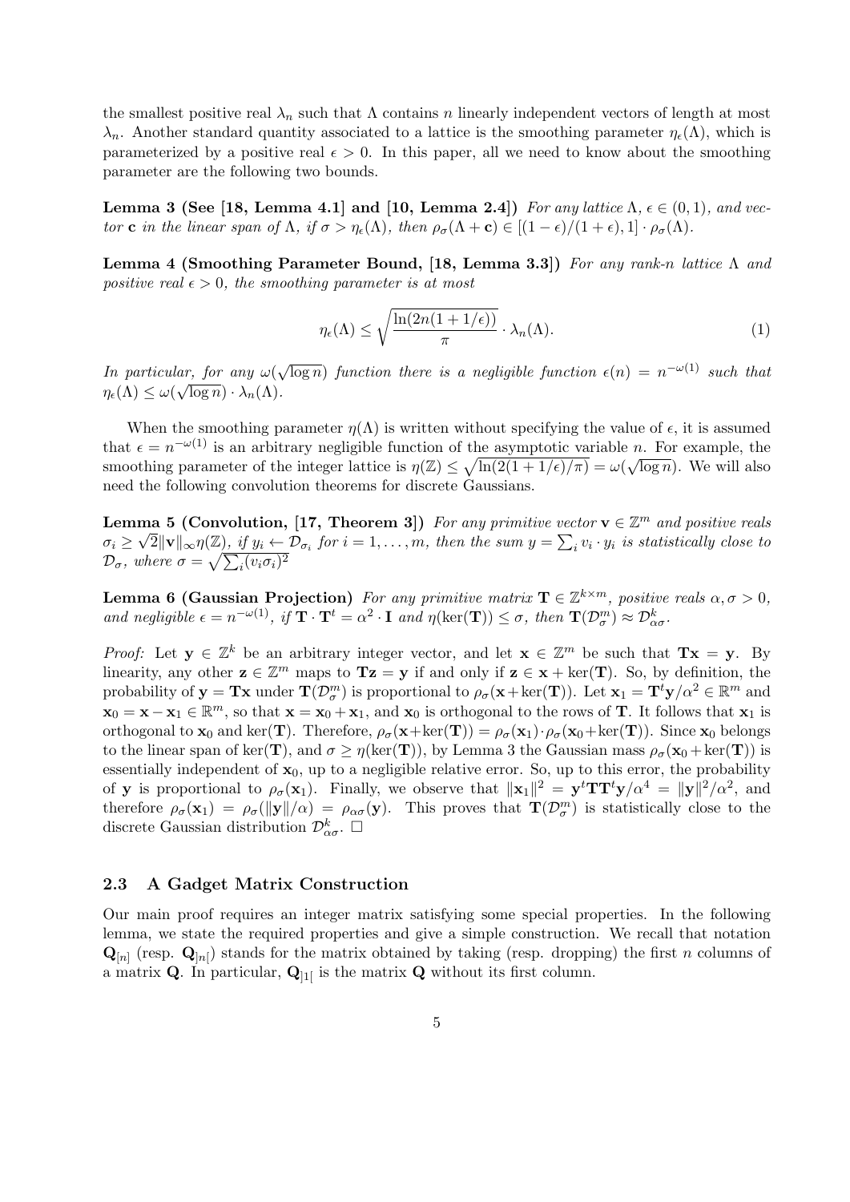the smallest positive real $\lambda_n$ such that $\Lambda$ contains $n$ linearly independent vectors of length at most $\lambda_n$. Another standard quantity associated to a lattice is the smoothing parameter $\eta_\epsilon(\Lambda)$, which is parameterized by a positive real $\epsilon > 0$. In this paper, all we need to know about the smoothing parameter are the following two bounds.

**Lemma 3 (See [18, Lemma 4.1] and [10, Lemma 2.4])** *For any lattice $\Lambda$, $\epsilon \in (0,1)$, and vector $\mathbf{c}$ in the linear span of $\Lambda$, if $\sigma > \eta_\epsilon(\Lambda)$, then $\rho_\sigma(\Lambda + \mathbf{c}) \in [(1-\epsilon)/(1+\epsilon), 1] \cdot \rho_\sigma(\Lambda)$.*

**Lemma 4 (Smoothing Parameter Bound, [18, Lemma 3.3])** *For any rank-$n$ lattice $\Lambda$ and positive real $\epsilon > 0$, the smoothing parameter is at most*

$$\eta_\epsilon(\Lambda) \leq \sqrt{\frac{\ln(2n(1+1/\epsilon))}{\pi}} \cdot \lambda_n(\Lambda). \tag{1}$$

*In particular, for any $\omega(\sqrt{\log n})$ function there is a negligible function $\epsilon(n) = n^{-\omega(1)}$ such that $\eta_\epsilon(\Lambda) \leq \omega(\sqrt{\log n}) \cdot \lambda_n(\Lambda)$.*

When the smoothing parameter $\eta(\Lambda)$ is written without specifying the value of $\epsilon$, it is assumed that $\epsilon = n^{-\omega(1)}$ is an arbitrary negligible function of the asymptotic variable $n$. For example, the smoothing parameter of the integer lattice is $\eta(\mathbb{Z}) \leq \sqrt{\ln(2(1+1/\epsilon)/\pi)} = \omega(\sqrt{\log n})$. We will also need the following convolution theorems for discrete Gaussians.

**Lemma 5 (Convolution, [17, Theorem 3])** *For any primitive vector $\mathbf{v} \in \mathbb{Z}^m$ and positive reals $\sigma_i \geq \sqrt{2}\|\mathbf{v}\|_\infty \eta(\mathbb{Z})$, if $y_i \leftarrow \mathcal{D}_{\sigma_i}$ for $i = 1, \ldots, m$, then the sum $y = \sum_i v_i \cdot y_i$ is statistically close to $\mathcal{D}_\sigma$, where $\sigma = \sqrt{\sum_i (v_i \sigma_i)^2}$*

**Lemma 6 (Gaussian Projection)** *For any primitive matrix $\mathbf{T} \in \mathbb{Z}^{k \times m}$, positive reals $\alpha, \sigma > 0$, and negligible $\epsilon = n^{-\omega(1)}$, if $\mathbf{T} \cdot \mathbf{T}^t = \alpha^2 \cdot \mathbf{I}$ and $\eta(\ker(\mathbf{T})) \leq \sigma$, then $\mathbf{T}(\mathcal{D}_\sigma^m) \approx \mathcal{D}_{\alpha\sigma}^k$.*

*Proof:* Let $\mathbf{y} \in \mathbb{Z}^k$ be an arbitrary integer vector, and let $\mathbf{x} \in \mathbb{Z}^m$ be such that $\mathbf{T}\mathbf{x} = \mathbf{y}$. By linearity, any other $\mathbf{z} \in \mathbb{Z}^m$ maps to $\mathbf{T}\mathbf{z} = \mathbf{y}$ if and only if $\mathbf{z} \in \mathbf{x} + \ker(\mathbf{T})$. So, by definition, the probability of $\mathbf{y} = \mathbf{T}\mathbf{x}$ under $\mathbf{T}(\mathcal{D}_\sigma^m)$ is proportional to $\rho_\sigma(\mathbf{x} + \ker(\mathbf{T}))$. Let $\mathbf{x}_1 = \mathbf{T}^t\mathbf{y}/\alpha^2 \in \mathbb{R}^m$ and $\mathbf{x}_0 = \mathbf{x} - \mathbf{x}_1 \in \mathbb{R}^m$, so that $\mathbf{x} = \mathbf{x}_0 + \mathbf{x}_1$, and $\mathbf{x}_0$ is orthogonal to the rows of $\mathbf{T}$. It follows that $\mathbf{x}_1$ is orthogonal to $\mathbf{x}_0$ and $\ker(\mathbf{T})$. Therefore, $\rho_\sigma(\mathbf{x} + \ker(\mathbf{T})) = \rho_\sigma(\mathbf{x}_1) \cdot \rho_\sigma(\mathbf{x}_0 + \ker(\mathbf{T}))$. Since $\mathbf{x}_0$ belongs to the linear span of $\ker(\mathbf{T})$, and $\sigma \geq \eta(\ker(\mathbf{T}))$, by Lemma 3 the Gaussian mass $\rho_\sigma(\mathbf{x}_0 + \ker(\mathbf{T}))$ is essentially independent of $\mathbf{x}_0$, up to a negligible relative error. So, up to this error, the probability of $\mathbf{y}$ is proportional to $\rho_\sigma(\mathbf{x}_1)$. Finally, we observe that $\|\mathbf{x}_1\|^2 = \mathbf{y}^t\mathbf{T}\mathbf{T}^t\mathbf{y}/\alpha^4 = \|\mathbf{y}\|^2/\alpha^2$, and therefore $\rho_\sigma(\mathbf{x}_1) = \rho_\sigma(\|\mathbf{y}\|/\alpha) = \rho_{\alpha\sigma}(\mathbf{y})$. This proves that $\mathbf{T}(\mathcal{D}_\sigma^m)$ is statistically close to the discrete Gaussian distribution $\mathcal{D}_{\alpha\sigma}^k$. $\square$

### 2.3 A Gadget Matrix Construction

Our main proof requires an integer matrix satisfying some special properties. In the following lemma, we state the required properties and give a simple construction. We recall that notation $\mathbf{Q}_{[n]}$ (resp. $\mathbf{Q}_{]n[}$) stands for the matrix obtained by taking (resp. dropping) the first $n$ columns of a matrix $\mathbf{Q}$. In particular, $\mathbf{Q}_{]1[}$ is the matrix $\mathbf{Q}$ without its first column.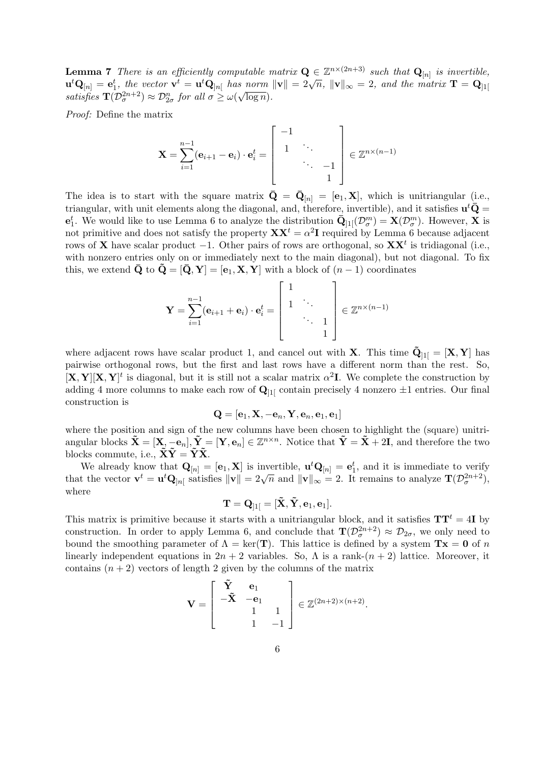**Lemma 7** *There is an efficiently computable matrix $\mathbf{Q} \in \mathbb{Z}^{n\times(2n+3)}$ such that $\mathbf{Q}_{[n]}$ is invertible, $\mathbf{u}^t\mathbf{Q}_{[n]} = \mathbf{e}_1^t$, the vector $\mathbf{v}^t = \mathbf{u}^t\mathbf{Q}_{]n[}$ has norm $\|\mathbf{v}\| = 2\sqrt{n}$, $\|\mathbf{v}\|_\infty = 2$, and the matrix $\mathbf{T} = \mathbf{Q}_{]1[}$ satisfies $\mathbf{T}(\mathcal{D}_\sigma^{2n+2}) \approx \mathcal{D}_{2\sigma}^n$ for all $\sigma \geq \omega(\sqrt{\log n})$.*

*Proof:* Define the matrix

$$\mathbf{X} = \sum_{i=1}^{n-1}(\mathbf{e}_{i+1} - \mathbf{e}_i)\cdot\mathbf{e}_i^t = \begin{bmatrix} -1 & & \\ 1 & \ddots & \\ & \ddots & -1 \\ & & 1 \end{bmatrix} \in \mathbb{Z}^{n\times(n-1)}$$

The idea is to start with the square matrix $\bar{\mathbf{Q}} = \bar{\mathbf{Q}}_{[n]} = [\mathbf{e}_1, \mathbf{X}]$, which is unitriangular (i.e., triangular, with unit elements along the diagonal, and, therefore, invertible), and it satisfies $\mathbf{u}^t\bar{\mathbf{Q}} = \mathbf{e}_1^t$. We would like to use Lemma 6 to analyze the distribution $\bar{\mathbf{Q}}_{]1[}(\mathcal{D}_\sigma^m) = \mathbf{X}(\mathcal{D}_\sigma^m)$. However, $\mathbf{X}$ is not primitive and does not satisfy the property $\mathbf{X}\mathbf{X}^t = \alpha^2\mathbf{I}$ required by Lemma 6 because adjacent rows of $\mathbf{X}$ have scalar product $-1$. Other pairs of rows are orthogonal, so $\mathbf{X}\mathbf{X}^t$ is tridiagonal (i.e., with nonzero entries only on or immediately next to the main diagonal), but not diagonal. To fix this, we extend $\bar{\mathbf{Q}}$ to $\tilde{\mathbf{Q}} = [\bar{\mathbf{Q}}, \mathbf{Y}] = [\mathbf{e}_1, \mathbf{X}, \mathbf{Y}]$ with a block of $(n-1)$ coordinates

$$\mathbf{Y} = \sum_{i=1}^{n-1}(\mathbf{e}_{i+1} + \mathbf{e}_i)\cdot\mathbf{e}_i^t = \begin{bmatrix} 1 & & \\ 1 & \ddots & \\ & \ddots & 1 \\ & & 1 \end{bmatrix} \in \mathbb{Z}^{n\times(n-1)}$$

where adjacent rows have scalar product 1, and cancel out with $\mathbf{X}$. This time $\tilde{\mathbf{Q}}_{]1[} = [\mathbf{X}, \mathbf{Y}]$ has pairwise orthogonal rows, but the first and last rows have a different norm than the rest. So, $[\mathbf{X}, \mathbf{Y}][\mathbf{X}, \mathbf{Y}]^t$ is diagonal, but it is still not a scalar matrix $\alpha^2\mathbf{I}$. We complete the construction by adding 4 more columns to make each row of $\mathbf{Q}_{]1[}$ contain precisely 4 nonzero $\pm 1$ entries. Our final construction is

$$\mathbf{Q} = [\mathbf{e}_1, \mathbf{X}, -\mathbf{e}_n, \mathbf{Y}, \mathbf{e}_n, \mathbf{e}_1, \mathbf{e}_1]$$

where the position and sign of the new columns have been chosen to highlight the (square) unitriangular blocks $\tilde{\mathbf{X}} = [\mathbf{X}, -\mathbf{e}_n], \tilde{\mathbf{Y}} = [\mathbf{Y}, \mathbf{e}_n] \in \mathbb{Z}^{n\times n}$. Notice that $\tilde{\mathbf{Y}} = \tilde{\mathbf{X}} + 2\mathbf{I}$, and therefore the two blocks commute, i.e., $\tilde{\mathbf{X}}\tilde{\mathbf{Y}} = \tilde{\mathbf{Y}}\tilde{\mathbf{X}}$.

We already know that $\mathbf{Q}_{[n]} = [\mathbf{e}_1, \mathbf{X}]$ is invertible, $\mathbf{u}^t\mathbf{Q}_{[n]} = \mathbf{e}_1^t$, and it is immediate to verify that the vector $\mathbf{v}^t = \mathbf{u}^t\mathbf{Q}_{]n[}$ satisfies $\|\mathbf{v}\| = 2\sqrt{n}$ and $\|\mathbf{v}\|_\infty = 2$. It remains to analyze $\mathbf{T}(\mathcal{D}_\sigma^{2n+2})$, where

$$\mathbf{T} = \mathbf{Q}_{]1[} = [\tilde{\mathbf{X}}, \tilde{\mathbf{Y}}, \mathbf{e}_1, \mathbf{e}_1].$$

This matrix is primitive because it starts with a unitriangular block, and it satisfies $\mathbf{T}\mathbf{T}^t = 4\mathbf{I}$ by construction. In order to apply Lemma 6, and conclude that $\mathbf{T}(\mathcal{D}_\sigma^{2n+2}) \approx \mathcal{D}_{2\sigma}$, we only need to bound the smoothing parameter of $\Lambda = \ker(\mathbf{T})$. This lattice is defined by a system $\mathbf{T}\mathbf{x} = \mathbf{0}$ of $n$ linearly independent equations in $2n+2$ variables. So, $\Lambda$ is a rank-$(n+2)$ lattice. Moreover, it contains $(n+2)$ vectors of length 2 given by the columns of the matrix

$$\mathbf{V} = \begin{bmatrix} \tilde{\mathbf{Y}} & \mathbf{e}_1 & \\ -\tilde{\mathbf{X}} & -\mathbf{e}_1 & \\ & 1 & 1 \\ & 1 & -1 \end{bmatrix} \in \mathbb{Z}^{(2n+2)\times(n+2)}.$$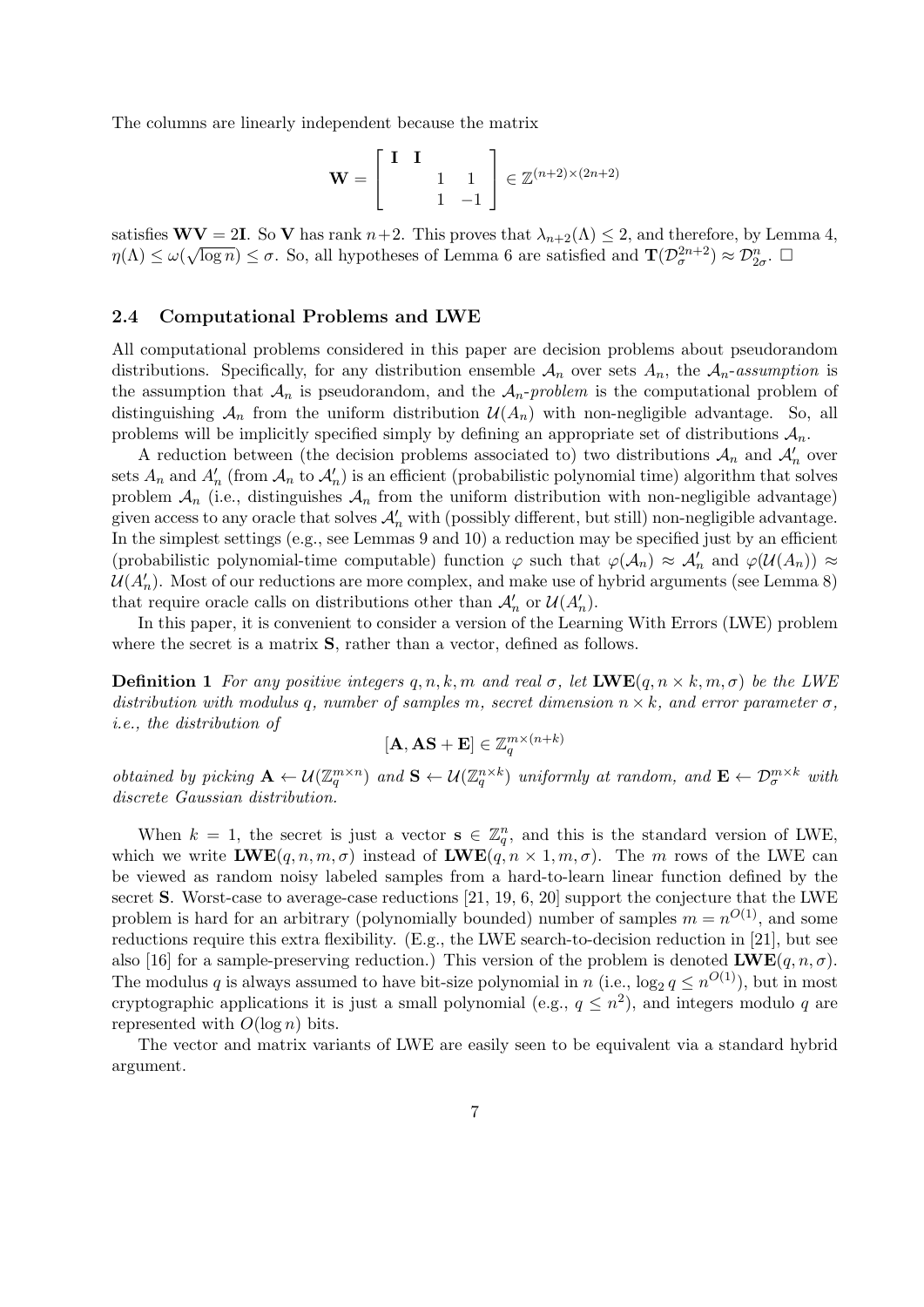The columns are linearly independent because the matrix

$$\mathbf{W} = \begin{bmatrix} \mathbf{I} & \mathbf{I} & & \\ & & 1 & 1 \\ & & 1 & -1 \end{bmatrix} \in \mathbb{Z}^{(n+2)\times(2n+2)}$$

satisfies $\mathbf{WV} = 2\mathbf{I}$. So $\mathbf{V}$ has rank $n+2$. This proves that $\lambda_{n+2}(\Lambda) \leq 2$, and therefore, by Lemma 4, $\eta(\Lambda) \leq \omega(\sqrt{\log n}) \leq \sigma$. So, all hypotheses of Lemma 6 are satisfied and $\mathbf{T}(\mathcal{D}_\sigma^{2n+2}) \approx \mathcal{D}_{2\sigma}^n$. $\square$

### 2.4 Computational Problems and LWE

All computational problems considered in this paper are decision problems about pseudorandom distributions. Specifically, for any distribution ensemble $\mathcal{A}_n$ over sets $A_n$, the $\mathcal{A}_n$*-assumption* is the assumption that $\mathcal{A}_n$ is pseudorandom, and the $\mathcal{A}_n$*-problem* is the computational problem of distinguishing $\mathcal{A}_n$ from the uniform distribution $\mathcal{U}(A_n)$ with non-negligible advantage. So, all problems will be implicitly specified simply by defining an appropriate set of distributions $\mathcal{A}_n$.

A reduction between (the decision problems associated to) two distributions $\mathcal{A}_n$ and $\mathcal{A}'_n$ over sets $A_n$ and $A'_n$ (from $\mathcal{A}_n$ to $\mathcal{A}'_n$) is an efficient (probabilistic polynomial time) algorithm that solves problem $\mathcal{A}_n$ (i.e., distinguishes $\mathcal{A}_n$ from the uniform distribution with non-negligible advantage) given access to any oracle that solves $\mathcal{A}'_n$ with (possibly different, but still) non-negligible advantage. In the simplest settings (e.g., see Lemmas 9 and 10) a reduction may be specified just by an efficient (probabilistic polynomial-time computable) function $\varphi$ such that $\varphi(\mathcal{A}_n) \approx \mathcal{A}'_n$ and $\varphi(\mathcal{U}(A_n)) \approx \mathcal{U}(A'_n)$. Most of our reductions are more complex, and make use of hybrid arguments (see Lemma 8) that require oracle calls on distributions other than $\mathcal{A}'_n$ or $\mathcal{U}(A'_n)$.

In this paper, it is convenient to consider a version of the Learning With Errors (LWE) problem where the secret is a matrix $\mathbf{S}$, rather than a vector, defined as follows.

**Definition 1** *For any positive integers $q, n, k, m$ and real $\sigma$, let $\mathbf{LWE}(q, n \times k, m, \sigma)$ be the LWE distribution with modulus $q$, number of samples $m$, secret dimension $n \times k$, and error parameter $\sigma$, i.e., the distribution of*

$$[\mathbf{A}, \mathbf{AS} + \mathbf{E}] \in \mathbb{Z}_q^{m\times(n+k)}$$

*obtained by picking $\mathbf{A} \leftarrow \mathcal{U}(\mathbb{Z}_q^{m\times n})$ and $\mathbf{S} \leftarrow \mathcal{U}(\mathbb{Z}_q^{n\times k})$ uniformly at random, and $\mathbf{E} \leftarrow \mathcal{D}_\sigma^{m\times k}$ with discrete Gaussian distribution.*

When $k = 1$, the secret is just a vector $\mathbf{s} \in \mathbb{Z}_q^n$, and this is the standard version of LWE, which we write $\mathbf{LWE}(q, n, m, \sigma)$ instead of $\mathbf{LWE}(q, n \times 1, m, \sigma)$. The $m$ rows of the LWE can be viewed as random noisy labeled samples from a hard-to-learn linear function defined by the secret $\mathbf{S}$. Worst-case to average-case reductions [21, 19, 6, 20] support the conjecture that the LWE problem is hard for an arbitrary (polynomially bounded) number of samples $m = n^{O(1)}$, and some reductions require this extra flexibility. (E.g., the LWE search-to-decision reduction in [21], but see also [16] for a sample-preserving reduction.) This version of the problem is denoted $\mathbf{LWE}(q, n, \sigma)$. The modulus $q$ is always assumed to have bit-size polynomial in $n$ (i.e., $\log_2 q \leq n^{O(1)}$), but in most cryptographic applications it is just a small polynomial (e.g., $q \leq n^2$), and integers modulo $q$ are represented with $O(\log n)$ bits.

The vector and matrix variants of LWE are easily seen to be equivalent via a standard hybrid argument.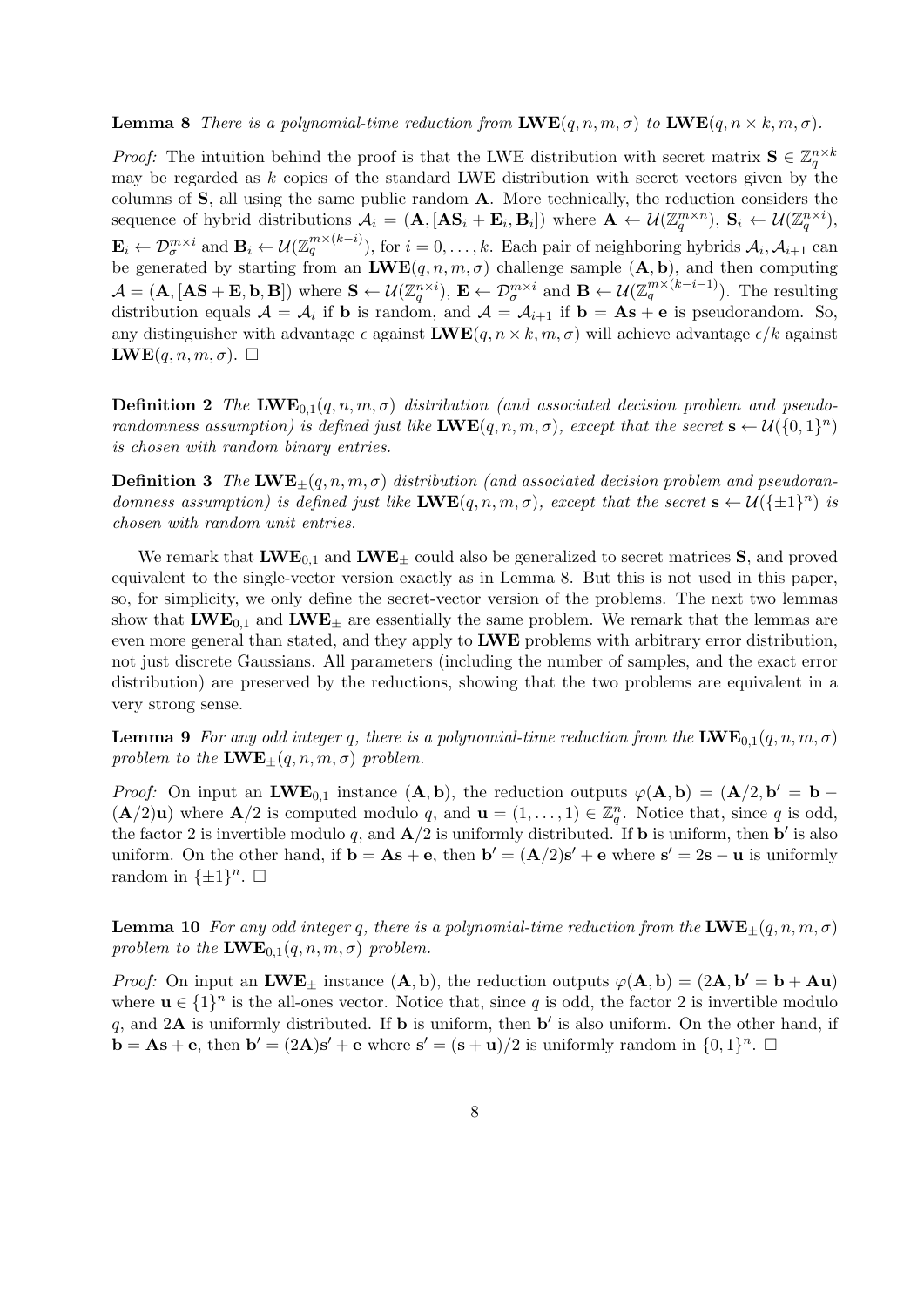**Lemma 8** *There is a polynomial-time reduction from* $\mathbf{LWE}(q,n,m,\sigma)$ *to* $\mathbf{LWE}(q,n\times k,m,\sigma)$.

*Proof:* The intuition behind the proof is that the LWE distribution with secret matrix $\mathbf{S}\in\mathbb{Z}_q^{n\times k}$ may be regarded as $k$ copies of the standard LWE distribution with secret vectors given by the columns of $\mathbf{S}$, all using the same public random $\mathbf{A}$. More technically, the reduction considers the sequence of hybrid distributions $\mathcal{A}_i = (\mathbf{A},[\mathbf{A}\mathbf{S}_i+\mathbf{E}_i,\mathbf{B}_i])$ where $\mathbf{A}\leftarrow\mathcal{U}(\mathbb{Z}_q^{m\times n})$, $\mathbf{S}_i\leftarrow\mathcal{U}(\mathbb{Z}_q^{n\times i})$, $\mathbf{E}_i\leftarrow\mathcal{D}_\sigma^{m\times i}$ and $\mathbf{B}_i\leftarrow\mathcal{U}(\mathbb{Z}_q^{m\times(k-i)})$, for $i=0,\ldots,k$. Each pair of neighboring hybrids $\mathcal{A}_i,\mathcal{A}_{i+1}$ can be generated by starting from an $\mathbf{LWE}(q,n,m,\sigma)$ challenge sample $(\mathbf{A},\mathbf{b})$, and then computing $\mathcal{A}=(\mathbf{A},[\mathbf{A}\mathbf{S}+\mathbf{E},\mathbf{b},\mathbf{B}])$ where $\mathbf{S}\leftarrow\mathcal{U}(\mathbb{Z}_q^{n\times i})$, $\mathbf{E}\leftarrow\mathcal{D}_\sigma^{m\times i}$ and $\mathbf{B}\leftarrow\mathcal{U}(\mathbb{Z}_q^{m\times(k-i-1)})$. The resulting distribution equals $\mathcal{A}=\mathcal{A}_i$ if $\mathbf{b}$ is random, and $\mathcal{A}=\mathcal{A}_{i+1}$ if $\mathbf{b}=\mathbf{A}\mathbf{s}+\mathbf{e}$ is pseudorandom. So, any distinguisher with advantage $\epsilon$ against $\mathbf{LWE}(q,n\times k,m,\sigma)$ will achieve advantage $\epsilon/k$ against $\mathbf{LWE}(q,n,m,\sigma)$. $\square$

**Definition 2** *The* $\mathbf{LWE}_{0,1}(q,n,m,\sigma)$ *distribution (and associated decision problem and pseudorandomness assumption) is defined just like* $\mathbf{LWE}(q,n,m,\sigma)$*, except that the secret* $\mathbf{s}\leftarrow\mathcal{U}(\{0,1\}^n)$ *is chosen with random binary entries.*

**Definition 3** *The* $\mathbf{LWE}_{\pm}(q,n,m,\sigma)$ *distribution (and associated decision problem and pseudorandomness assumption) is defined just like* $\mathbf{LWE}(q,n,m,\sigma)$*, except that the secret* $\mathbf{s}\leftarrow\mathcal{U}(\{\pm1\}^n)$ *is chosen with random unit entries.*

We remark that $\mathbf{LWE}_{0,1}$ and $\mathbf{LWE}_{\pm}$ could also be generalized to secret matrices $\mathbf{S}$, and proved equivalent to the single-vector version exactly as in Lemma 8. But this is not used in this paper, so, for simplicity, we only define the secret-vector version of the problems. The next two lemmas show that $\mathbf{LWE}_{0,1}$ and $\mathbf{LWE}_{\pm}$ are essentially the same problem. We remark that the lemmas are even more general than stated, and they apply to $\mathbf{LWE}$ problems with arbitrary error distribution, not just discrete Gaussians. All parameters (including the number of samples, and the exact error distribution) are preserved by the reductions, showing that the two problems are equivalent in a very strong sense.

**Lemma 9** *For any odd integer* $q$*, there is a polynomial-time reduction from the* $\mathbf{LWE}_{0,1}(q,n,m,\sigma)$ *problem to the* $\mathbf{LWE}_{\pm}(q,n,m,\sigma)$ *problem.*

*Proof:* On input an $\mathbf{LWE}_{0,1}$ instance $(\mathbf{A},\mathbf{b})$, the reduction outputs $\varphi(\mathbf{A},\mathbf{b})=(\mathbf{A}/2,\mathbf{b}'=\mathbf{b}-(\mathbf{A}/2)\mathbf{u})$ where $\mathbf{A}/2$ is computed modulo $q$, and $\mathbf{u}=(1,\ldots,1)\in\mathbb{Z}_q^n$. Notice that, since $q$ is odd, the factor 2 is invertible modulo $q$, and $\mathbf{A}/2$ is uniformly distributed. If $\mathbf{b}$ is uniform, then $\mathbf{b}'$ is also uniform. On the other hand, if $\mathbf{b}=\mathbf{A}\mathbf{s}+\mathbf{e}$, then $\mathbf{b}'=(\mathbf{A}/2)\mathbf{s}'+\mathbf{e}$ where $\mathbf{s}'=2\mathbf{s}-\mathbf{u}$ is uniformly random in $\{\pm1\}^n$. $\square$

**Lemma 10** *For any odd integer* $q$*, there is a polynomial-time reduction from the* $\mathbf{LWE}_{\pm}(q,n,m,\sigma)$ *problem to the* $\mathbf{LWE}_{0,1}(q,n,m,\sigma)$ *problem.*

*Proof:* On input an $\mathbf{LWE}_{\pm}$ instance $(\mathbf{A},\mathbf{b})$, the reduction outputs $\varphi(\mathbf{A},\mathbf{b})=(2\mathbf{A},\mathbf{b}'=\mathbf{b}+\mathbf{A}\mathbf{u})$ where $\mathbf{u}\in\{1\}^n$ is the all-ones vector. Notice that, since $q$ is odd, the factor 2 is invertible modulo $q$, and $2\mathbf{A}$ is uniformly distributed. If $\mathbf{b}$ is uniform, then $\mathbf{b}'$ is also uniform. On the other hand, if $\mathbf{b}=\mathbf{A}\mathbf{s}+\mathbf{e}$, then $\mathbf{b}'=(2\mathbf{A})\mathbf{s}'+\mathbf{e}$ where $\mathbf{s}'=(\mathbf{s}+\mathbf{u})/2$ is uniformly random in $\{0,1\}^n$. $\square$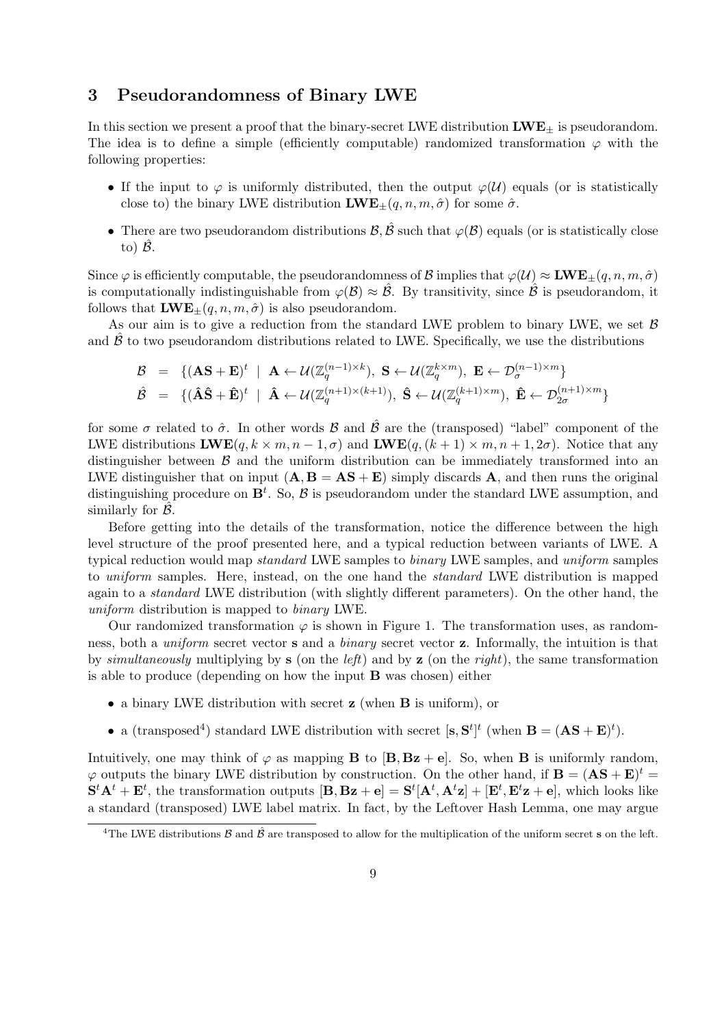## 3 Pseudorandomness of Binary LWE

In this section we present a proof that the binary-secret LWE distribution $\mathbf{LWE}_{\pm}$ is pseudorandom. The idea is to define a simple (efficiently computable) randomized transformation $\varphi$ with the following properties:

- If the input to $\varphi$ is uniformly distributed, then the output $\varphi(\mathcal{U})$ equals (or is statistically close to) the binary LWE distribution $\mathbf{LWE}_{\pm}(q, n, m, \hat{\sigma})$ for some $\hat{\sigma}$.
- There are two pseudorandom distributions $\mathcal{B}, \hat{\mathcal{B}}$ such that $\varphi(\mathcal{B})$ equals (or is statistically close to) $\hat{\mathcal{B}}$.

Since $\varphi$ is efficiently computable, the pseudorandomness of $\mathcal{B}$ implies that $\varphi(\mathcal{U}) \approx \mathbf{LWE}_{\pm}(q, n, m, \hat{\sigma})$ is computationally indistinguishable from $\varphi(\mathcal{B}) \approx \hat{\mathcal{B}}$. By transitivity, since $\hat{\mathcal{B}}$ is pseudorandom, it follows that $\mathbf{LWE}_{\pm}(q, n, m, \hat{\sigma})$ is also pseudorandom.

As our aim is to give a reduction from the standard LWE problem to binary LWE, we set $\mathcal{B}$ and $\hat{\mathcal{B}}$ to two pseudorandom distributions related to LWE. Specifically, we use the distributions

$$
\begin{aligned}
\mathcal{B} &= \{(\mathbf{AS} + \mathbf{E})^t \mid \mathbf{A} \leftarrow \mathcal{U}(\mathbb{Z}_q^{(n-1)\times k}),\ \mathbf{S} \leftarrow \mathcal{U}(\mathbb{Z}_q^{k\times m}),\ \mathbf{E} \leftarrow \mathcal{D}_{\sigma}^{(n-1)\times m}\} \\
\hat{\mathcal{B}} &= \{(\hat{\mathbf{A}}\hat{\mathbf{S}} + \hat{\mathbf{E}})^t \mid \hat{\mathbf{A}} \leftarrow \mathcal{U}(\mathbb{Z}_q^{(n+1)\times(k+1)}),\ \hat{\mathbf{S}} \leftarrow \mathcal{U}(\mathbb{Z}_q^{(k+1)\times m}),\ \hat{\mathbf{E}} \leftarrow \mathcal{D}_{2\sigma}^{(n+1)\times m}\}
\end{aligned}
$$

for some $\sigma$ related to $\hat{\sigma}$. In other words $\mathcal{B}$ and $\hat{\mathcal{B}}$ are the (transposed) "label" component of the LWE distributions $\mathbf{LWE}(q, k \times m, n-1, \sigma)$ and $\mathbf{LWE}(q, (k+1) \times m, n+1, 2\sigma)$. Notice that any distinguisher between $\mathcal{B}$ and the uniform distribution can be immediately transformed into an LWE distinguisher that on input $(\mathbf{A}, \mathbf{B} = \mathbf{AS} + \mathbf{E})$ simply discards $\mathbf{A}$, and then runs the original distinguishing procedure on $\mathbf{B}^t$. So, $\mathcal{B}$ is pseudorandom under the standard LWE assumption, and similarly for $\hat{\mathcal{B}}$.

Before getting into the details of the transformation, notice the difference between the high level structure of the proof presented here, and a typical reduction between variants of LWE. A typical reduction would map *standard* LWE samples to *binary* LWE samples, and *uniform* samples to *uniform* samples. Here, instead, on the one hand the *standard* LWE distribution is mapped again to a *standard* LWE distribution (with slightly different parameters). On the other hand, the *uniform* distribution is mapped to *binary* LWE.

Our randomized transformation $\varphi$ is shown in Figure 1. The transformation uses, as randomness, both a *uniform* secret vector $\mathbf{s}$ and a *binary* secret vector $\mathbf{z}$. Informally, the intuition is that by *simultaneously* multiplying by $\mathbf{s}$ (on the *left*) and by $\mathbf{z}$ (on the *right*), the same transformation is able to produce (depending on how the input $\mathbf{B}$ was chosen) either

- a binary LWE distribution with secret $\mathbf{z}$ (when $\mathbf{B}$ is uniform), or
- a (transposed[4]) standard LWE distribution with secret $[\mathbf{s}, \mathbf{S}^t]^t$ (when $\mathbf{B} = (\mathbf{AS} + \mathbf{E})^t$).

Intuitively, one may think of $\varphi$ as mapping $\mathbf{B}$ to $[\mathbf{B}, \mathbf{Bz} + \mathbf{e}]$. So, when $\mathbf{B}$ is uniformly random, $\varphi$ outputs the binary LWE distribution by construction. On the other hand, if $\mathbf{B} = (\mathbf{AS} + \mathbf{E})^t = \mathbf{S}^t\mathbf{A}^t + \mathbf{E}^t$, the transformation outputs $[\mathbf{B}, \mathbf{Bz} + \mathbf{e}] = \mathbf{S}^t[\mathbf{A}^t, \mathbf{A}^t\mathbf{z}] + [\mathbf{E}^t, \mathbf{E}^t\mathbf{z} + \mathbf{e}]$, which looks like a standard (transposed) LWE label matrix. In fact, by the Leftover Hash Lemma, one may argue

[4] The LWE distributions $\mathcal{B}$ and $\hat{\mathcal{B}}$ are transposed to allow for the multiplication of the uniform secret $\mathbf{s}$ on the left.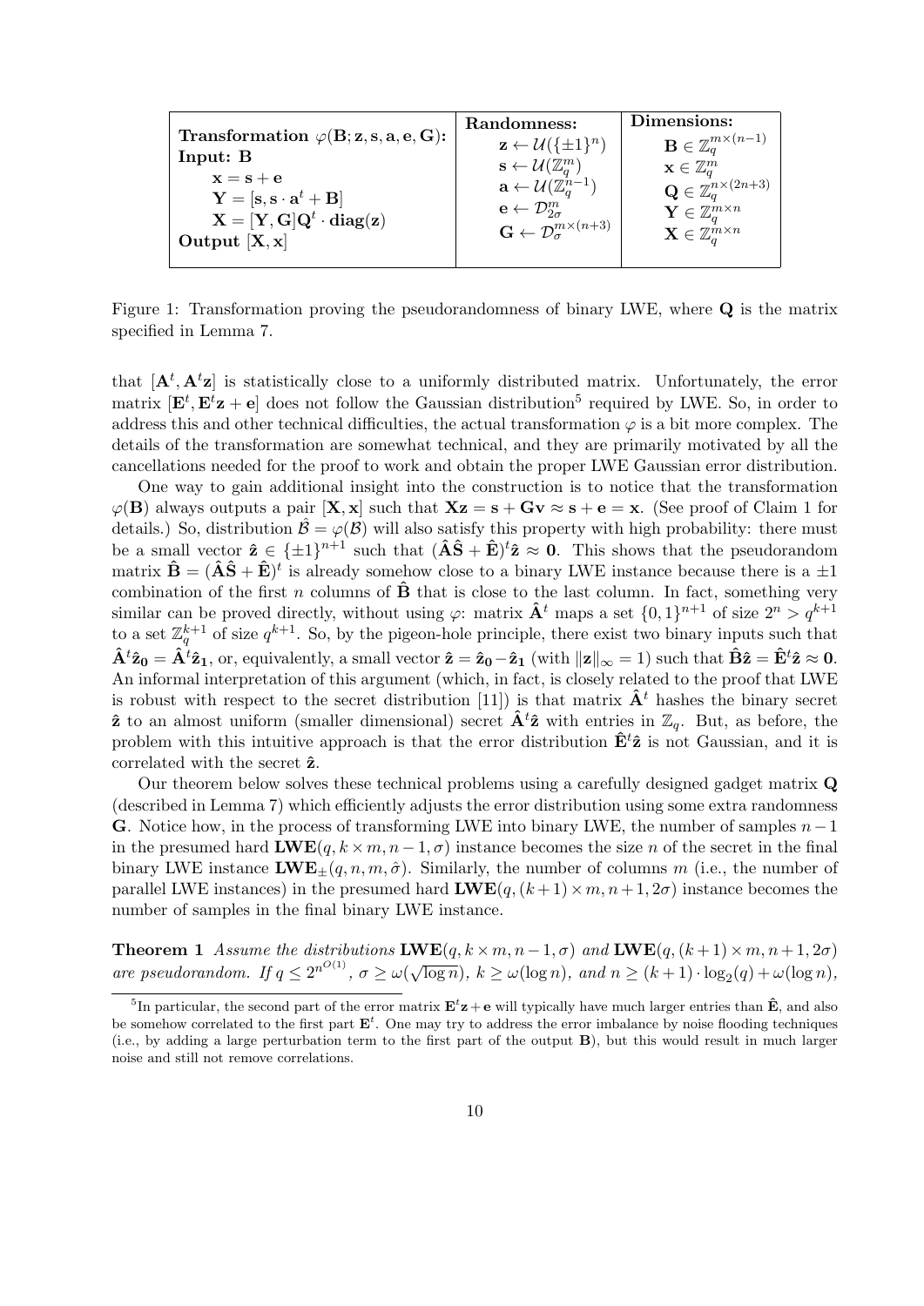| **Transformation $\varphi(\mathbf{B}; \mathbf{z}, \mathbf{s}, \mathbf{a}, \mathbf{e}, \mathbf{G})$:** **Input: B** $\mathbf{x} = \mathbf{s} + \mathbf{e}$ $\mathbf{Y} = [\mathbf{s}, \mathbf{s} \cdot \mathbf{a}^t + \mathbf{B}]$ $\mathbf{X} = [\mathbf{Y}, \mathbf{G}]\mathbf{Q}^t \cdot \mathbf{diag}(\mathbf{z})$ **Output** $[\mathbf{X}, \mathbf{x}]$ | **Randomness:** $\mathbf{z} \leftarrow \mathcal{U}(\{\pm 1\}^n)$ $\mathbf{s} \leftarrow \mathcal{U}(\mathbb{Z}_q^m)$ $\mathbf{a} \leftarrow \mathcal{U}(\mathbb{Z}_q^{n-1})$ $\mathbf{e} \leftarrow \mathcal{D}_{2\sigma}^m$ $\mathbf{G} \leftarrow \mathcal{D}_\sigma^{m \times (n+3)}$ | **Dimensions:** $\mathbf{B} \in \mathbb{Z}_q^{m \times (n-1)}$ $\mathbf{x} \in \mathbb{Z}_q^m$ $\mathbf{Q} \in \mathbb{Z}_q^{n \times (2n+3)}$ $\mathbf{Y} \in \mathbb{Z}_q^{m \times n}$ $\mathbf{X} \in \mathbb{Z}_q^{m \times n}$ |
|---|---|---|

Figure 1: Transformation proving the pseudorandomness of binary LWE, where $\mathbf{Q}$ is the matrix specified in Lemma 7.

that $[\mathbf{A}^t, \mathbf{A}^t\mathbf{z}]$ is statistically close to a uniformly distributed matrix. Unfortunately, the error matrix $[\mathbf{E}^t, \mathbf{E}^t\mathbf{z} + \mathbf{e}]$ does not follow the Gaussian distribution[5] required by LWE. So, in order to address this and other technical difficulties, the actual transformation $\varphi$ is a bit more complex. The details of the transformation are somewhat technical, and they are primarily motivated by all the cancellations needed for the proof to work and obtain the proper LWE Gaussian error distribution.

One way to gain additional insight into the construction is to notice that the transformation $\varphi(\mathbf{B})$ always outputs a pair $[\mathbf{X}, \mathbf{x}]$ such that $\mathbf{X}\mathbf{z} = \mathbf{s} + \mathbf{G}\mathbf{v} \approx \mathbf{s} + \mathbf{e} = \mathbf{x}$. (See proof of Claim 1 for details.) So, distribution $\hat{\mathcal{B}} = \varphi(\mathcal{B})$ will also satisfy this property with high probability: there must be a small vector $\hat{\mathbf{z}} \in \{\pm 1\}^{n+1}$ such that $(\hat{\mathbf{A}}\hat{\mathbf{S}} + \hat{\mathbf{E}})^t\hat{\mathbf{z}} \approx \mathbf{0}$. This shows that the pseudorandom matrix $\hat{\mathbf{B}} = (\hat{\mathbf{A}}\hat{\mathbf{S}} + \hat{\mathbf{E}})^t$ is already somehow close to a binary LWE instance because there is a $\pm 1$ combination of the first $n$ columns of $\hat{\mathbf{B}}$ that is close to the last column. In fact, something very similar can be proved directly, without using $\varphi$: matrix $\hat{\mathbf{A}}^t$ maps a set $\{0,1\}^{n+1}$ of size $2^n > q^{k+1}$ to a set $\mathbb{Z}_q^{k+1}$ of size $q^{k+1}$. So, by the pigeon-hole principle, there exist two binary inputs such that $\hat{\mathbf{A}}^t\hat{\mathbf{z}}_0 = \hat{\mathbf{A}}^t\hat{\mathbf{z}}_1$, or, equivalently, a small vector $\hat{\mathbf{z}} = \hat{\mathbf{z}}_0 - \hat{\mathbf{z}}_1$ (with $\|\mathbf{z}\|_\infty = 1$) such that $\hat{\mathbf{B}}\hat{\mathbf{z}} = \hat{\mathbf{E}}^t\hat{\mathbf{z}} \approx \mathbf{0}$. An informal interpretation of this argument (which, in fact, is closely related to the proof that LWE is robust with respect to the secret distribution [11]) is that matrix $\hat{\mathbf{A}}^t$ hashes the binary secret $\hat{\mathbf{z}}$ to an almost uniform (smaller dimensional) secret $\hat{\mathbf{A}}^t\hat{\mathbf{z}}$ with entries in $\mathbb{Z}_q$. But, as before, the problem with this intuitive approach is that the error distribution $\hat{\mathbf{E}}^t\hat{\mathbf{z}}$ is not Gaussian, and it is correlated with the secret $\hat{\mathbf{z}}$.

Our theorem below solves these technical problems using a carefully designed gadget matrix $\mathbf{Q}$ (described in Lemma 7) which efficiently adjusts the error distribution using some extra randomness $\mathbf{G}$. Notice how, in the process of transforming LWE into binary LWE, the number of samples $n-1$ in the presumed hard $\mathbf{LWE}(q, k \times m, n-1, \sigma)$ instance becomes the size $n$ of the secret in the final binary LWE instance $\mathbf{LWE}_\pm(q, n, m, \hat{\sigma})$. Similarly, the number of columns $m$ (i.e., the number of parallel LWE instances) in the presumed hard $\mathbf{LWE}(q, (k+1) \times m, n+1, 2\sigma)$ instance becomes the number of samples in the final binary LWE instance.

**Theorem 1** *Assume the distributions $\mathbf{LWE}(q, k \times m, n-1, \sigma)$ and $\mathbf{LWE}(q, (k+1) \times m, n+1, 2\sigma)$ are pseudorandom. If $q \leq 2^{n^{O(1)}}$, $\sigma \geq \omega(\sqrt{\log n})$, $k \geq \omega(\log n)$, and $n \geq (k+1) \cdot \log_2(q) + \omega(\log n)$,*

[5] In particular, the second part of the error matrix $\mathbf{E}^t\mathbf{z} + \mathbf{e}$ will typically have much larger entries than $\hat{\mathbf{E}}$, and also be somehow correlated to the first part $\mathbf{E}^t$. One may try to address the error imbalance by noise flooding techniques (i.e., by adding a large perturbation term to the first part of the output $\mathbf{B}$), but this would result in much larger noise and still not remove correlations.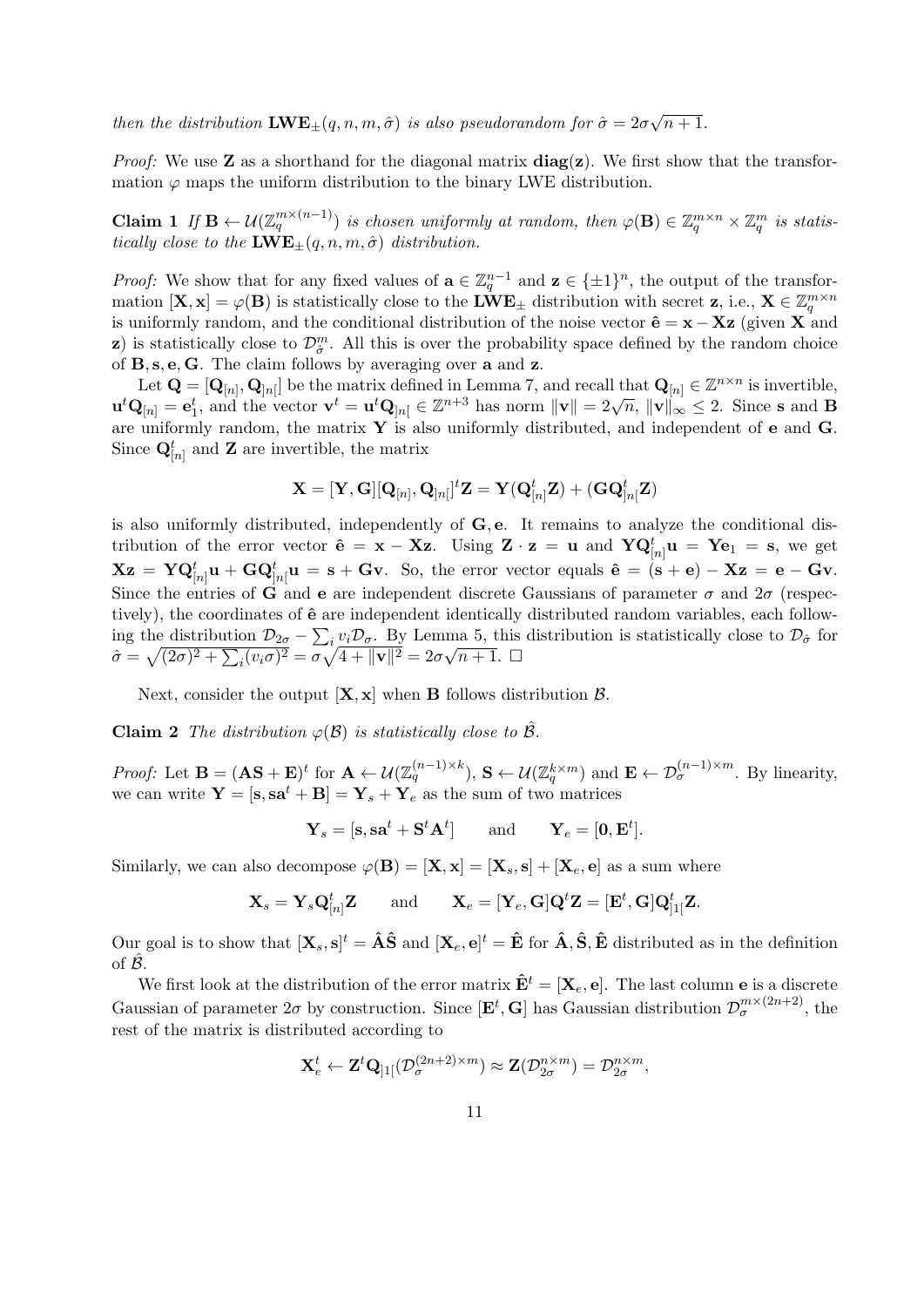*then the distribution* $\mathbf{LWE}_{\pm}(q, n, m, \hat{\sigma})$ *is also pseudorandom for* $\hat{\sigma} = 2\sigma\sqrt{n+1}$.

*Proof:* We use $\mathbf{Z}$ as a shorthand for the diagonal matrix $\mathbf{diag}(\mathbf{z})$. We first show that the transformation $\varphi$ maps the uniform distribution to the binary LWE distribution.

**Claim 1** *If* $\mathbf{B} \leftarrow \mathcal{U}(\mathbb{Z}_q^{m\times(n-1)})$ *is chosen uniformly at random, then* $\varphi(\mathbf{B}) \in \mathbb{Z}_q^{m\times n} \times \mathbb{Z}_q^m$ *is statistically close to the* $\mathbf{LWE}_{\pm}(q, n, m, \hat{\sigma})$ *distribution.*

*Proof:* We show that for any fixed values of $\mathbf{a} \in \mathbb{Z}_q^{n-1}$ and $\mathbf{z} \in \{\pm 1\}^n$, the output of the transformation $[\mathbf{X}, \mathbf{x}] = \varphi(\mathbf{B})$ is statistically close to the $\mathbf{LWE}_{\pm}$ distribution with secret $\mathbf{z}$, i.e., $\mathbf{X} \in \mathbb{Z}_q^{m\times n}$ is uniformly random, and the conditional distribution of the noise vector $\hat{\mathbf{e}} = \mathbf{x} - \mathbf{X}\mathbf{z}$ (given $\mathbf{X}$ and $\mathbf{z}$) is statistically close to $\mathcal{D}_{\hat{\sigma}}^m$. All this is over the probability space defined by the random choice of $\mathbf{B}, \mathbf{s}, \mathbf{e}, \mathbf{G}$. The claim follows by averaging over $\mathbf{a}$ and $\mathbf{z}$.

Let $\mathbf{Q} = [\mathbf{Q}_{[n]}, \mathbf{Q}_{]n[}]$ be the matrix defined in Lemma 7, and recall that $\mathbf{Q}_{[n]} \in \mathbb{Z}^{n\times n}$ is invertible, $\mathbf{u}^t\mathbf{Q}_{[n]} = \mathbf{e}_1^t$, and the vector $\mathbf{v}^t = \mathbf{u}^t\mathbf{Q}_{]n[} \in \mathbb{Z}^{n+3}$ has norm $\|\mathbf{v}\| = 2\sqrt{n}$, $\|\mathbf{v}\|_\infty \leq 2$. Since $\mathbf{s}$ and $\mathbf{B}$ are uniformly random, the matrix $\mathbf{Y}$ is also uniformly distributed, and independent of $\mathbf{e}$ and $\mathbf{G}$. Since $\mathbf{Q}_{[n]}^t$ and $\mathbf{Z}$ are invertible, the matrix

$$\mathbf{X} = [\mathbf{Y}, \mathbf{G}][\mathbf{Q}_{[n]}, \mathbf{Q}_{]n[}]^t\mathbf{Z} = \mathbf{Y}(\mathbf{Q}_{[n]}^t\mathbf{Z}) + (\mathbf{G}\mathbf{Q}_{]n[}^t\mathbf{Z})$$

is also uniformly distributed, independently of $\mathbf{G}, \mathbf{e}$. It remains to analyze the conditional distribution of the error vector $\hat{\mathbf{e}} = \mathbf{x} - \mathbf{X}\mathbf{z}$. Using $\mathbf{Z} \cdot \mathbf{z} = \mathbf{u}$ and $\mathbf{Y}\mathbf{Q}_{[n]}^t\mathbf{u} = \mathbf{Y}\mathbf{e}_1 = \mathbf{s}$, we get $\mathbf{X}\mathbf{z} = \mathbf{Y}\mathbf{Q}_{[n]}^t\mathbf{u} + \mathbf{G}\mathbf{Q}_{]n[}^t\mathbf{u} = \mathbf{s} + \mathbf{G}\mathbf{v}$. So, the error vector equals $\hat{\mathbf{e}} = (\mathbf{s} + \mathbf{e}) - \mathbf{X}\mathbf{z} = \mathbf{e} - \mathbf{G}\mathbf{v}$. Since the entries of $\mathbf{G}$ and $\mathbf{e}$ are independent discrete Gaussians of parameter $\sigma$ and $2\sigma$ (respectively), the coordinates of $\hat{\mathbf{e}}$ are independent identically distributed random variables, each following the distribution $\mathcal{D}_{2\sigma} - \sum_i v_i\mathcal{D}_\sigma$. By Lemma 5, this distribution is statistically close to $\mathcal{D}_{\hat{\sigma}}$ for $\hat{\sigma} = \sqrt{(2\sigma)^2 + \sum_i (v_i\sigma)^2} = \sigma\sqrt{4 + \|\mathbf{v}\|^2} = 2\sigma\sqrt{n+1}$. $\square$

Next, consider the output $[\mathbf{X}, \mathbf{x}]$ when $\mathbf{B}$ follows distribution $\mathcal{B}$.

**Claim 2** *The distribution* $\varphi(\mathcal{B})$ *is statistically close to* $\hat{\mathcal{B}}$.

*Proof:* Let $\mathbf{B} = (\mathbf{A}\mathbf{S} + \mathbf{E})^t$ for $\mathbf{A} \leftarrow \mathcal{U}(\mathbb{Z}_q^{(n-1)\times k})$, $\mathbf{S} \leftarrow \mathcal{U}(\mathbb{Z}_q^{k\times m})$ and $\mathbf{E} \leftarrow \mathcal{D}_\sigma^{(n-1)\times m}$. By linearity, we can write $\mathbf{Y} = [\mathbf{s}, \mathbf{s}\mathbf{a}^t + \mathbf{B}] = \mathbf{Y}_s + \mathbf{Y}_e$ as the sum of two matrices

$$\mathbf{Y}_s = [\mathbf{s}, \mathbf{s}\mathbf{a}^t + \mathbf{S}^t\mathbf{A}^t] \qquad \text{and} \qquad \mathbf{Y}_e = [\mathbf{0}, \mathbf{E}^t].$$

Similarly, we can also decompose $\varphi(\mathbf{B}) = [\mathbf{X}, \mathbf{x}] = [\mathbf{X}_s, \mathbf{s}] + [\mathbf{X}_e, \mathbf{e}]$ as a sum where

$$\mathbf{X}_s = \mathbf{Y}_s\mathbf{Q}_{[n]}^t\mathbf{Z} \qquad \text{and} \qquad \mathbf{X}_e = [\mathbf{Y}_e, \mathbf{G}]\mathbf{Q}^t\mathbf{Z} = [\mathbf{E}^t, \mathbf{G}]\mathbf{Q}_{]1[}^t\mathbf{Z}.$$

Our goal is to show that $[\mathbf{X}_s, \mathbf{s}]^t = \hat{\mathbf{A}}\hat{\mathbf{S}}$ and $[\mathbf{X}_e, \mathbf{e}]^t = \hat{\mathbf{E}}$ for $\hat{\mathbf{A}}, \hat{\mathbf{S}}, \hat{\mathbf{E}}$ distributed as in the definition of $\hat{\mathcal{B}}$.

We first look at the distribution of the error matrix $\hat{\mathbf{E}}^t = [\mathbf{X}_e, \mathbf{e}]$. The last column $\mathbf{e}$ is a discrete Gaussian of parameter $2\sigma$ by construction. Since $[\mathbf{E}^t, \mathbf{G}]$ has Gaussian distribution $\mathcal{D}_\sigma^{m\times(2n+2)}$, the rest of the matrix is distributed according to

$$\mathbf{X}_e^t \leftarrow \mathbf{Z}^t\mathbf{Q}_{]1[}(\mathcal{D}_\sigma^{(2n+2)\times m}) \approx \mathbf{Z}(\mathcal{D}_{2\sigma}^{n\times m}) = \mathcal{D}_{2\sigma}^{n\times m},$$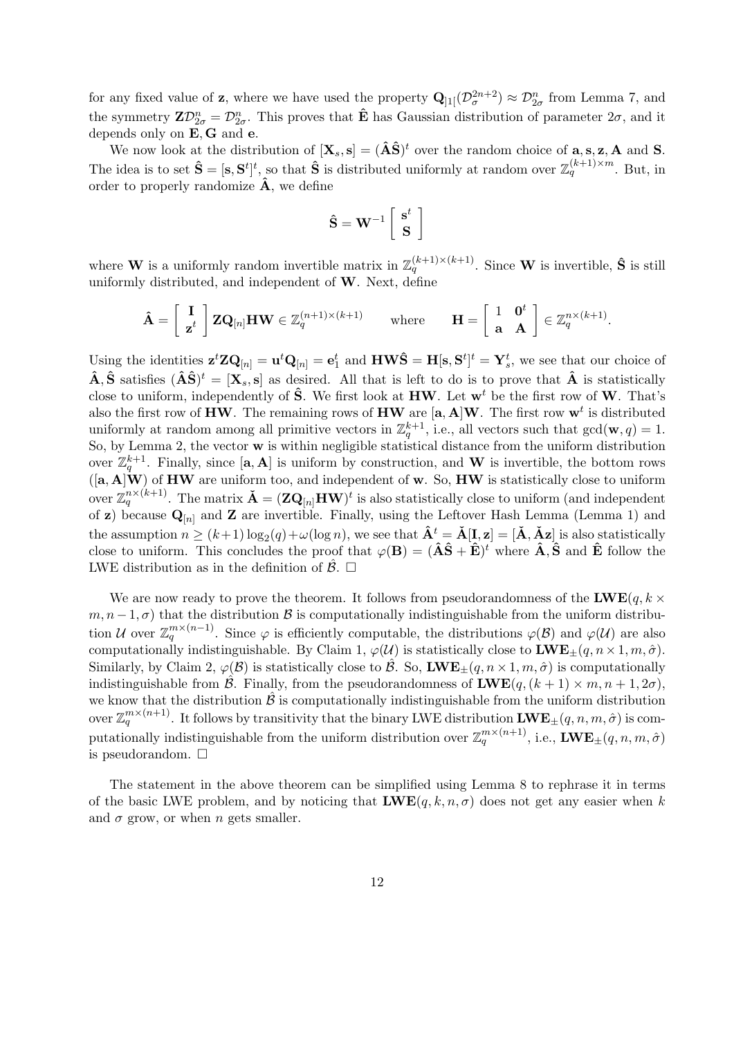for any fixed value of $\mathbf{z}$, where we have used the property $\mathbf{Q}_{]1[}(\mathcal{D}_{\sigma}^{2n+2}) \approx \mathcal{D}_{2\sigma}^{n}$ from Lemma 7, and the symmetry $\mathbf{Z}\mathcal{D}_{2\sigma}^{n} = \mathcal{D}_{2\sigma}^{n}$. This proves that $\hat{\mathbf{E}}$ has Gaussian distribution of parameter $2\sigma$, and it depends only on $\mathbf{E}, \mathbf{G}$ and $\mathbf{e}$.

We now look at the distribution of $[\mathbf{X}_s, \mathbf{s}] = (\hat{\mathbf{A}}\hat{\mathbf{S}})^t$ over the random choice of $\mathbf{a}, \mathbf{s}, \mathbf{z}, \mathbf{A}$ and $\mathbf{S}$. The idea is to set $\hat{\mathbf{S}} = [\mathbf{s}, \mathbf{S}^t]^t$, so that $\hat{\mathbf{S}}$ is distributed uniformly at random over $\mathbb{Z}_q^{(k+1)\times m}$. But, in order to properly randomize $\hat{\mathbf{A}}$, we define

$$\hat{\mathbf{S}} = \mathbf{W}^{-1} \left[ \begin{array}{c} \mathbf{s}^t \\ \mathbf{S} \end{array} \right]$$

where $\mathbf{W}$ is a uniformly random invertible matrix in $\mathbb{Z}_q^{(k+1)\times(k+1)}$. Since $\mathbf{W}$ is invertible, $\hat{\mathbf{S}}$ is still uniformly distributed, and independent of $\mathbf{W}$. Next, define

$$\hat{\mathbf{A}} = \left[ \begin{array}{c} \mathbf{I} \\ \mathbf{z}^t \end{array} \right] \mathbf{Z}\mathbf{Q}_{[n]}\mathbf{H}\mathbf{W} \in \mathbb{Z}_q^{(n+1)\times(k+1)} \qquad \text{where} \qquad \mathbf{H} = \left[ \begin{array}{cc} 1 & \mathbf{0}^t \\ \mathbf{a} & \mathbf{A} \end{array} \right] \in \mathbb{Z}_q^{n\times(k+1)}.$$

Using the identities $\mathbf{z}^t\mathbf{Z}\mathbf{Q}_{[n]} = \mathbf{u}^t\mathbf{Q}_{[n]} = \mathbf{e}_1^t$ and $\mathbf{H}\mathbf{W}\hat{\mathbf{S}} = \mathbf{H}[\mathbf{s}, \mathbf{S}^t]^t = \mathbf{Y}_s^t$, we see that our choice of $\hat{\mathbf{A}}, \hat{\mathbf{S}}$ satisfies $(\hat{\mathbf{A}}\hat{\mathbf{S}})^t = [\mathbf{X}_s, \mathbf{s}]$ as desired. All that is left to do is to prove that $\hat{\mathbf{A}}$ is statistically close to uniform, independently of $\hat{\mathbf{S}}$. We first look at $\mathbf{H}\mathbf{W}$. Let $\mathbf{w}^t$ be the first row of $\mathbf{W}$. That's also the first row of $\mathbf{H}\mathbf{W}$. The remaining rows of $\mathbf{H}\mathbf{W}$ are $[\mathbf{a}, \mathbf{A}]\mathbf{W}$. The first row $\mathbf{w}^t$ is distributed uniformly at random among all primitive vectors in $\mathbb{Z}_q^{k+1}$, i.e., all vectors such that $\gcd(\mathbf{w}, q) = 1$. So, by Lemma 2, the vector $\mathbf{w}$ is within negligible statistical distance from the uniform distribution over $\mathbb{Z}_q^{k+1}$. Finally, since $[\mathbf{a}, \mathbf{A}]$ is uniform by construction, and $\mathbf{W}$ is invertible, the bottom rows ($[\mathbf{a}, \mathbf{A}]\mathbf{W}$) of $\mathbf{H}\mathbf{W}$ are uniform too, and independent of $\mathbf{w}$. So, $\mathbf{H}\mathbf{W}$ is statistically close to uniform over $\mathbb{Z}_q^{n\times(k+1)}$. The matrix $\check{\mathbf{A}} = (\mathbf{Z}\mathbf{Q}_{[n]}\mathbf{H}\mathbf{W})^t$ is also statistically close to uniform (and independent of $\mathbf{z}$) because $\mathbf{Q}_{[n]}$ and $\mathbf{Z}$ are invertible. Finally, using the Leftover Hash Lemma (Lemma 1) and the assumption $n \geq (k+1)\log_2(q) + \omega(\log n)$, we see that $\hat{\mathbf{A}}^t = \check{\mathbf{A}}[\mathbf{I}, \mathbf{z}] = [\check{\mathbf{A}}, \check{\mathbf{A}}\mathbf{z}]$ is also statistically close to uniform. This concludes the proof that $\varphi(\mathbf{B}) = (\hat{\mathbf{A}}\hat{\mathbf{S}} + \hat{\mathbf{E}})^t$ where $\hat{\mathbf{A}}, \hat{\mathbf{S}}$ and $\hat{\mathbf{E}}$ follow the LWE distribution as in the definition of $\hat{\mathcal{B}}$. □

We are now ready to prove the theorem. It follows from pseudorandomness of the $\mathbf{LWE}(q, k \times m, n-1, \sigma)$ that the distribution $\mathcal{B}$ is computationally indistinguishable from the uniform distribution $\mathcal{U}$ over $\mathbb{Z}_q^{m\times(n-1)}$. Since $\varphi$ is efficiently computable, the distributions $\varphi(\mathcal{B})$ and $\varphi(\mathcal{U})$ are also computationally indistinguishable. By Claim 1, $\varphi(\mathcal{U})$ is statistically close to $\mathbf{LWE}_{\pm}(q, n \times 1, m, \hat{\sigma})$. Similarly, by Claim 2, $\varphi(\mathcal{B})$ is statistically close to $\hat{\mathcal{B}}$. So, $\mathbf{LWE}_{\pm}(q, n\times 1, m, \hat{\sigma})$ is computationally indistinguishable from $\hat{\mathcal{B}}$. Finally, from the pseudorandomness of $\mathbf{LWE}(q, (k+1) \times m, n+1, 2\sigma)$, we know that the distribution $\hat{\mathcal{B}}$ is computationally indistinguishable from the uniform distribution over $\mathbb{Z}_q^{m\times(n+1)}$. It follows by transitivity that the binary LWE distribution $\mathbf{LWE}_{\pm}(q, n, m, \hat{\sigma})$ is computationally indistinguishable from the uniform distribution over $\mathbb{Z}_q^{m\times(n+1)}$, i.e., $\mathbf{LWE}_{\pm}(q, n, m, \hat{\sigma})$ is pseudorandom. □

The statement in the above theorem can be simplified using Lemma 8 to rephrase it in terms of the basic LWE problem, and by noticing that $\mathbf{LWE}(q, k, n, \sigma)$ does not get any easier when $k$ and $\sigma$ grow, or when $n$ gets smaller.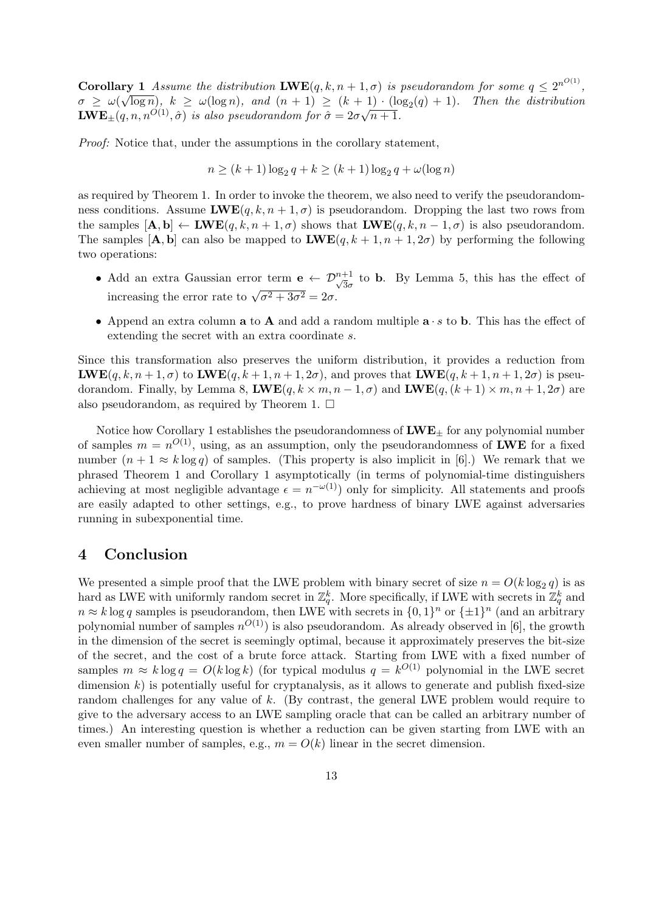**Corollary 1** *Assume the distribution* $\mathbf{LWE}(q, k, n+1, \sigma)$ *is pseudorandom for some* $q \leq 2^{n^{O(1)}}$, $\sigma \geq \omega(\sqrt{\log n})$, $k \geq \omega(\log n)$, *and* $(n+1) \geq (k+1) \cdot (\log_2(q) + 1)$. *Then the distribution* $\mathbf{LWE}_{\pm}(q, n, n^{O(1)}, \hat{\sigma})$ *is also pseudorandom for* $\hat{\sigma} = 2\sigma\sqrt{n+1}$.

*Proof:* Notice that, under the assumptions in the corollary statement,

$$n \geq (k+1)\log_2 q + k \geq (k+1)\log_2 q + \omega(\log n)$$

as required by Theorem 1. In order to invoke the theorem, we also need to verify the pseudorandomness conditions. Assume $\mathbf{LWE}(q, k, n+1, \sigma)$ is pseudorandom. Dropping the last two rows from the samples $[\mathbf{A}, \mathbf{b}] \leftarrow \mathbf{LWE}(q, k, n+1, \sigma)$ shows that $\mathbf{LWE}(q, k, n-1, \sigma)$ is also pseudorandom. The samples $[\mathbf{A}, \mathbf{b}]$ can also be mapped to $\mathbf{LWE}(q, k+1, n+1, 2\sigma)$ by performing the following two operations:

- Add an extra Gaussian error term $\mathbf{e} \leftarrow \mathcal{D}_{\sqrt{3}\sigma}^{n+1}$ to $\mathbf{b}$. By Lemma 5, this has the effect of increasing the error rate to $\sqrt{\sigma^2 + 3\sigma^2} = 2\sigma$.
- Append an extra column $\mathbf{a}$ to $\mathbf{A}$ and add a random multiple $\mathbf{a} \cdot s$ to $\mathbf{b}$. This has the effect of extending the secret with an extra coordinate $s$.

Since this transformation also preserves the uniform distribution, it provides a reduction from $\mathbf{LWE}(q, k, n+1, \sigma)$ to $\mathbf{LWE}(q, k+1, n+1, 2\sigma)$, and proves that $\mathbf{LWE}(q, k+1, n+1, 2\sigma)$ is pseudorandom. Finally, by Lemma 8, $\mathbf{LWE}(q, k \times m, n-1, \sigma)$ and $\mathbf{LWE}(q, (k+1) \times m, n+1, 2\sigma)$ are also pseudorandom, as required by Theorem 1. □

Notice how Corollary 1 establishes the pseudorandomness of $\mathbf{LWE}_{\pm}$ for any polynomial number of samples $m = n^{O(1)}$, using, as an assumption, only the pseudorandomness of $\mathbf{LWE}$ for a fixed number $(n+1 \approx k \log q)$ of samples. (This property is also implicit in [6].) We remark that we phrased Theorem 1 and Corollary 1 asymptotically (in terms of polynomial-time distinguishers achieving at most negligible advantage $\epsilon = n^{-\omega(1)}$) only for simplicity. All statements and proofs are easily adapted to other settings, e.g., to prove hardness of binary LWE against adversaries running in subexponential time.

# 4 Conclusion

We presented a simple proof that the LWE problem with binary secret of size $n = O(k \log_2 q)$ is as hard as LWE with uniformly random secret in $\mathbb{Z}_q^k$. More specifically, if LWE with secrets in $\mathbb{Z}_q^k$ and $n \approx k \log q$ samples is pseudorandom, then LWE with secrets in $\{0,1\}^n$ or $\{\pm 1\}^n$ (and an arbitrary polynomial number of samples $n^{O(1)}$) is also pseudorandom. As already observed in [6], the growth in the dimension of the secret is seemingly optimal, because it approximately preserves the bit-size of the secret, and the cost of a brute force attack. Starting from LWE with a fixed number of samples $m \approx k \log q = O(k \log k)$ (for typical modulus $q = k^{O(1)}$ polynomial in the LWE secret dimension $k$) is potentially useful for cryptanalysis, as it allows to generate and publish fixed-size random challenges for any value of $k$. (By contrast, the general LWE problem would require to give to the adversary access to an LWE sampling oracle that can be called an arbitrary number of times.) An interesting question is whether a reduction can be given starting from LWE with an even smaller number of samples, e.g., $m = O(k)$ linear in the secret dimension.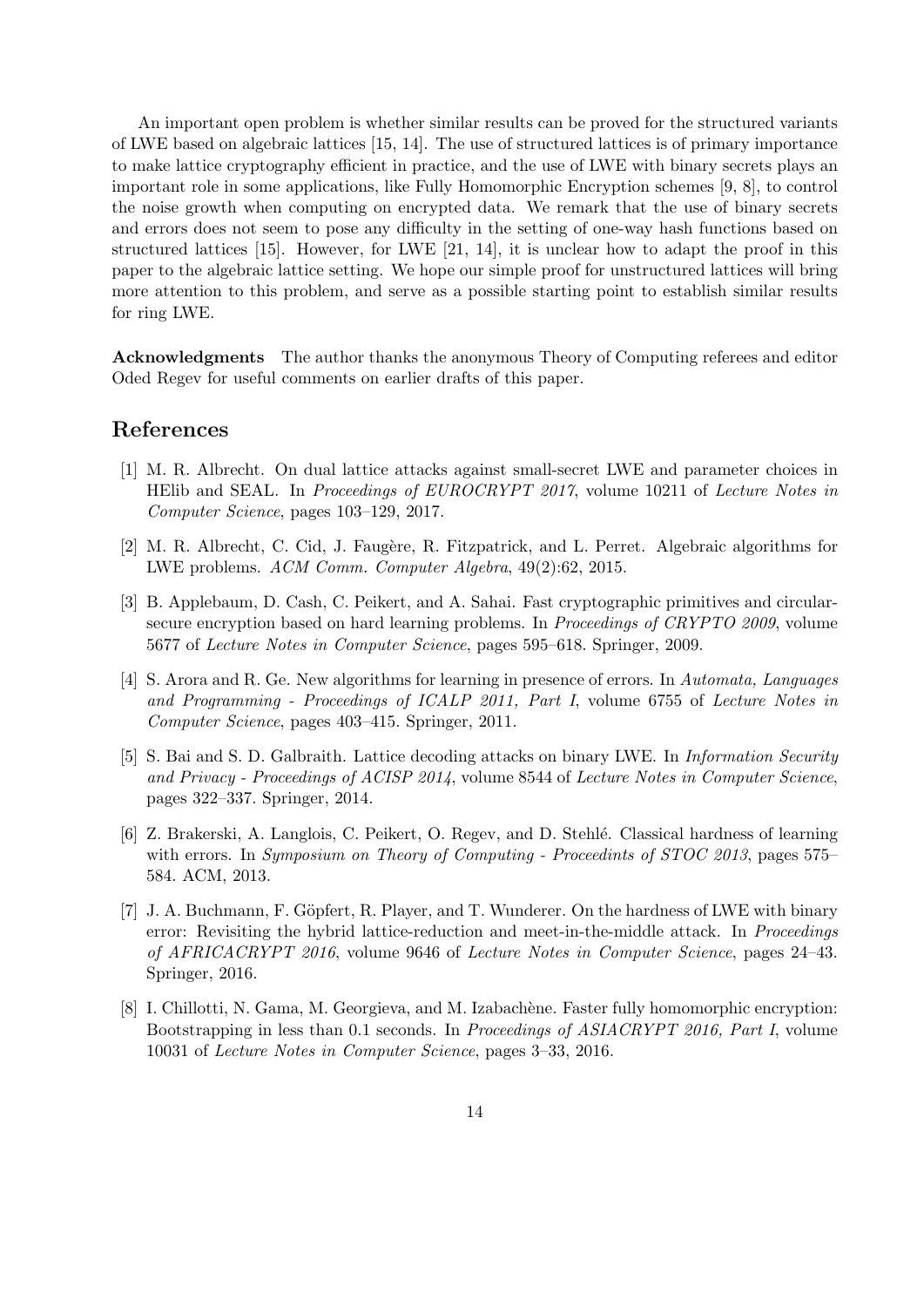An important open problem is whether similar results can be proved for the structured variants of LWE based on algebraic lattices [15, 14]. The use of structured lattices is of primary importance to make lattice cryptography efficient in practice, and the use of LWE with binary secrets plays an important role in some applications, like Fully Homomorphic Encryption schemes [9, 8], to control the noise growth when computing on encrypted data. We remark that the use of binary secrets and errors does not seem to pose any difficulty in the setting of one-way hash functions based on structured lattices [15]. However, for LWE [21, 14], it is unclear how to adapt the proof in this paper to the algebraic lattice setting. We hope our simple proof for unstructured lattices will bring more attention to this problem, and serve as a possible starting point to establish similar results for ring LWE.

**Acknowledgments** The author thanks the anonymous Theory of Computing referees and editor Oded Regev for useful comments on earlier drafts of this paper.

## References

[1] M. R. Albrecht. On dual lattice attacks against small-secret LWE and parameter choices in HElib and SEAL. In *Proceedings of EUROCRYPT 2017*, volume 10211 of *Lecture Notes in Computer Science*, pages 103–129, 2017.

[2] M. R. Albrecht, C. Cid, J. Faugère, R. Fitzpatrick, and L. Perret. Algebraic algorithms for LWE problems. *ACM Comm. Computer Algebra*, 49(2):62, 2015.

[3] B. Applebaum, D. Cash, C. Peikert, and A. Sahai. Fast cryptographic primitives and circular-secure encryption based on hard learning problems. In *Proceedings of CRYPTO 2009*, volume 5677 of *Lecture Notes in Computer Science*, pages 595–618. Springer, 2009.

[4] S. Arora and R. Ge. New algorithms for learning in presence of errors. In *Automata, Languages and Programming - Proceedings of ICALP 2011, Part I*, volume 6755 of *Lecture Notes in Computer Science*, pages 403–415. Springer, 2011.

[5] S. Bai and S. D. Galbraith. Lattice decoding attacks on binary LWE. In *Information Security and Privacy - Proceedings of ACISP 2014*, volume 8544 of *Lecture Notes in Computer Science*, pages 322–337. Springer, 2014.

[6] Z. Brakerski, A. Langlois, C. Peikert, O. Regev, and D. Stehlé. Classical hardness of learning with errors. In *Symposium on Theory of Computing - Proceedints of STOC 2013*, pages 575–584. ACM, 2013.

[7] J. A. Buchmann, F. Göpfert, R. Player, and T. Wunderer. On the hardness of LWE with binary error: Revisiting the hybrid lattice-reduction and meet-in-the-middle attack. In *Proceedings of AFRICACRYPT 2016*, volume 9646 of *Lecture Notes in Computer Science*, pages 24–43. Springer, 2016.

[8] I. Chillotti, N. Gama, M. Georgieva, and M. Izabachène. Faster fully homomorphic encryption: Bootstrapping in less than 0.1 seconds. In *Proceedings of ASIACRYPT 2016, Part I*, volume 10031 of *Lecture Notes in Computer Science*, pages 3–33, 2016.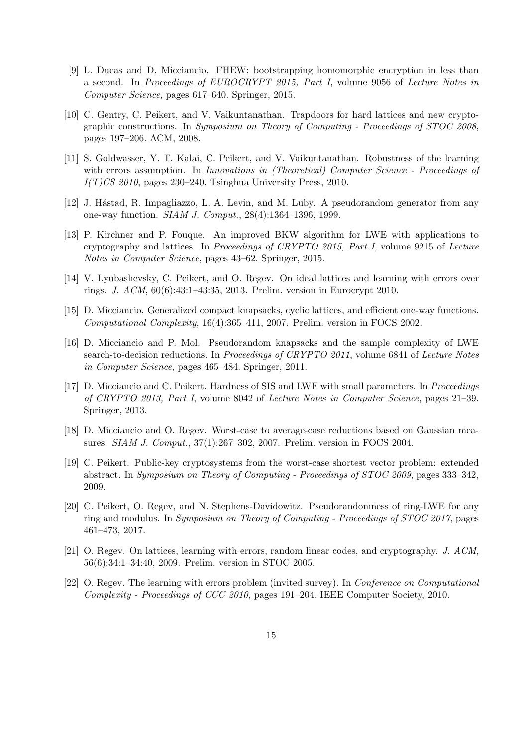[9] L. Ducas and D. Micciancio. FHEW: bootstrapping homomorphic encryption in less than a second. In *Proceedings of EUROCRYPT 2015, Part I*, volume 9056 of *Lecture Notes in Computer Science*, pages 617–640. Springer, 2015.

[10] C. Gentry, C. Peikert, and V. Vaikuntanathan. Trapdoors for hard lattices and new cryptographic constructions. In *Symposium on Theory of Computing - Proceedings of STOC 2008*, pages 197–206. ACM, 2008.

[11] S. Goldwasser, Y. T. Kalai, C. Peikert, and V. Vaikuntanathan. Robustness of the learning with errors assumption. In *Innovations in (Theoretical) Computer Science - Proceedings of I(T)CS 2010*, pages 230–240. Tsinghua University Press, 2010.

[12] J. Håstad, R. Impagliazzo, L. A. Levin, and M. Luby. A pseudorandom generator from any one-way function. *SIAM J. Comput.*, 28(4):1364–1396, 1999.

[13] P. Kirchner and P. Fouque. An improved BKW algorithm for LWE with applications to cryptography and lattices. In *Proceedings of CRYPTO 2015, Part I*, volume 9215 of *Lecture Notes in Computer Science*, pages 43–62. Springer, 2015.

[14] V. Lyubashevsky, C. Peikert, and O. Regev. On ideal lattices and learning with errors over rings. *J. ACM*, 60(6):43:1–43:35, 2013. Prelim. version in Eurocrypt 2010.

[15] D. Micciancio. Generalized compact knapsacks, cyclic lattices, and efficient one-way functions. *Computational Complexity*, 16(4):365–411, 2007. Prelim. version in FOCS 2002.

[16] D. Micciancio and P. Mol. Pseudorandom knapsacks and the sample complexity of LWE search-to-decision reductions. In *Proceedings of CRYPTO 2011*, volume 6841 of *Lecture Notes in Computer Science*, pages 465–484. Springer, 2011.

[17] D. Micciancio and C. Peikert. Hardness of SIS and LWE with small parameters. In *Proceedings of CRYPTO 2013, Part I*, volume 8042 of *Lecture Notes in Computer Science*, pages 21–39. Springer, 2013.

[18] D. Micciancio and O. Regev. Worst-case to average-case reductions based on Gaussian measures. *SIAM J. Comput.*, 37(1):267–302, 2007. Prelim. version in FOCS 2004.

[19] C. Peikert. Public-key cryptosystems from the worst-case shortest vector problem: extended abstract. In *Symposium on Theory of Computing - Proceedings of STOC 2009*, pages 333–342, 2009.

[20] C. Peikert, O. Regev, and N. Stephens-Davidowitz. Pseudorandomness of ring-LWE for any ring and modulus. In *Symposium on Theory of Computing - Proceedings of STOC 2017*, pages 461–473, 2017.

[21] O. Regev. On lattices, learning with errors, random linear codes, and cryptography. *J. ACM*, 56(6):34:1–34:40, 2009. Prelim. version in STOC 2005.

[22] O. Regev. The learning with errors problem (invited survey). In *Conference on Computational Complexity - Proceedings of CCC 2010*, pages 191–204. IEEE Computer Society, 2010.